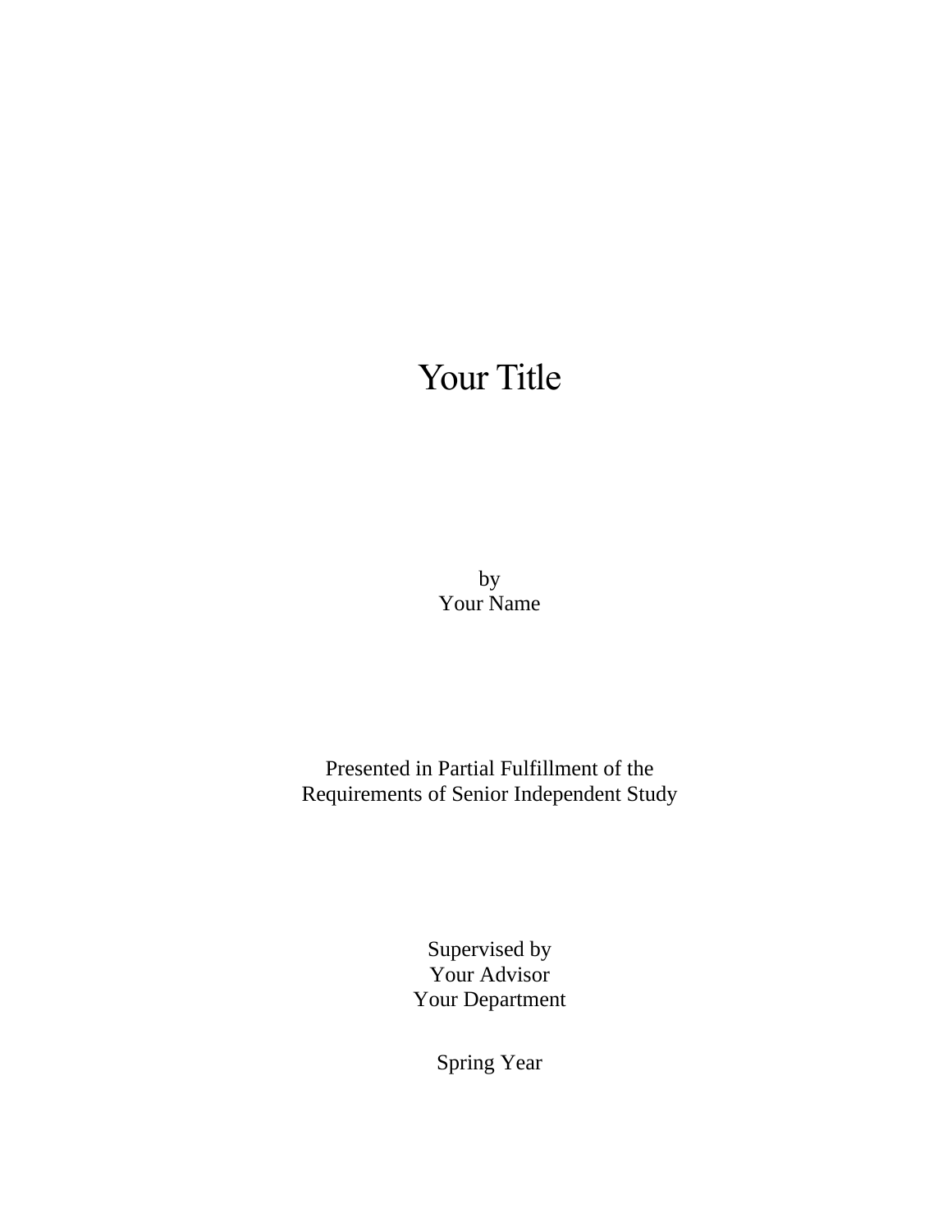# Your Title

by
Your Name

Presented in Partial Fulfillment of the
Requirements of Senior Independent Study

Supervised by
Your Advisor
Your Department

Spring Year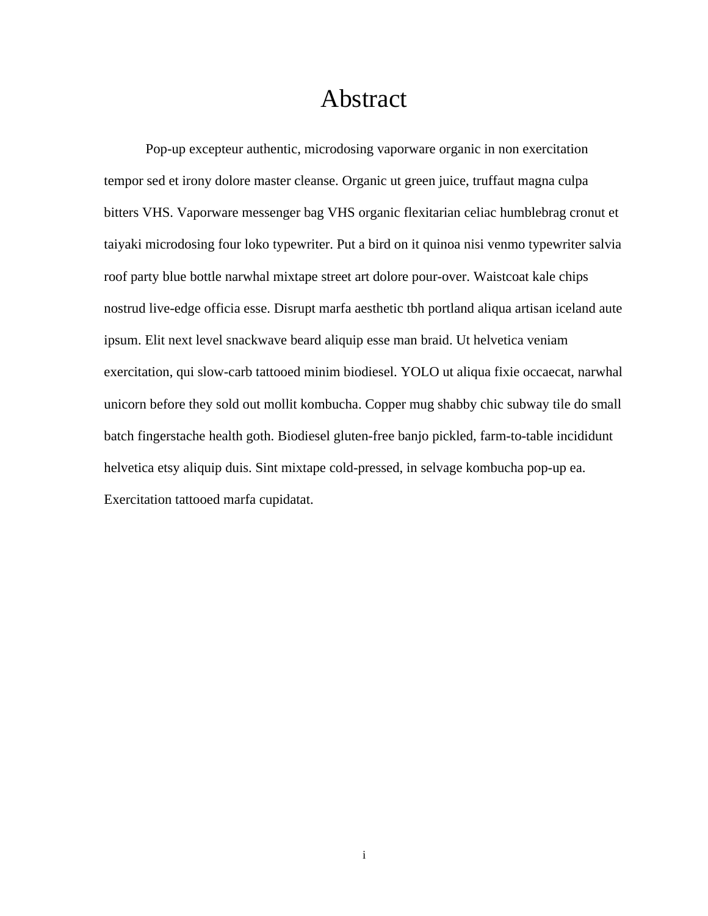# Abstract

Pop-up excepteur authentic, microdosing vaporware organic in non exercitation tempor sed et irony dolore master cleanse. Organic ut green juice, truffaut magna culpa bitters VHS. Vaporware messenger bag VHS organic flexitarian celiac humblebrag cronut et taiyaki microdosing four loko typewriter. Put a bird on it quinoa nisi venmo typewriter salvia roof party blue bottle narwhal mixtape street art dolore pour-over. Waistcoat kale chips nostrud live-edge officia esse. Disrupt marfa aesthetic tbh portland aliqua artisan iceland aute ipsum. Elit next level snackwave beard aliquip esse man braid. Ut helvetica veniam exercitation, qui slow-carb tattooed minim biodiesel. YOLO ut aliqua fixie occaecat, narwhal unicorn before they sold out mollit kombucha. Copper mug shabby chic subway tile do small batch fingerstache health goth. Biodiesel gluten-free banjo pickled, farm-to-table incididunt helvetica etsy aliquip duis. Sint mixtape cold-pressed, in selvage kombucha pop-up ea. Exercitation tattooed marfa cupidatat.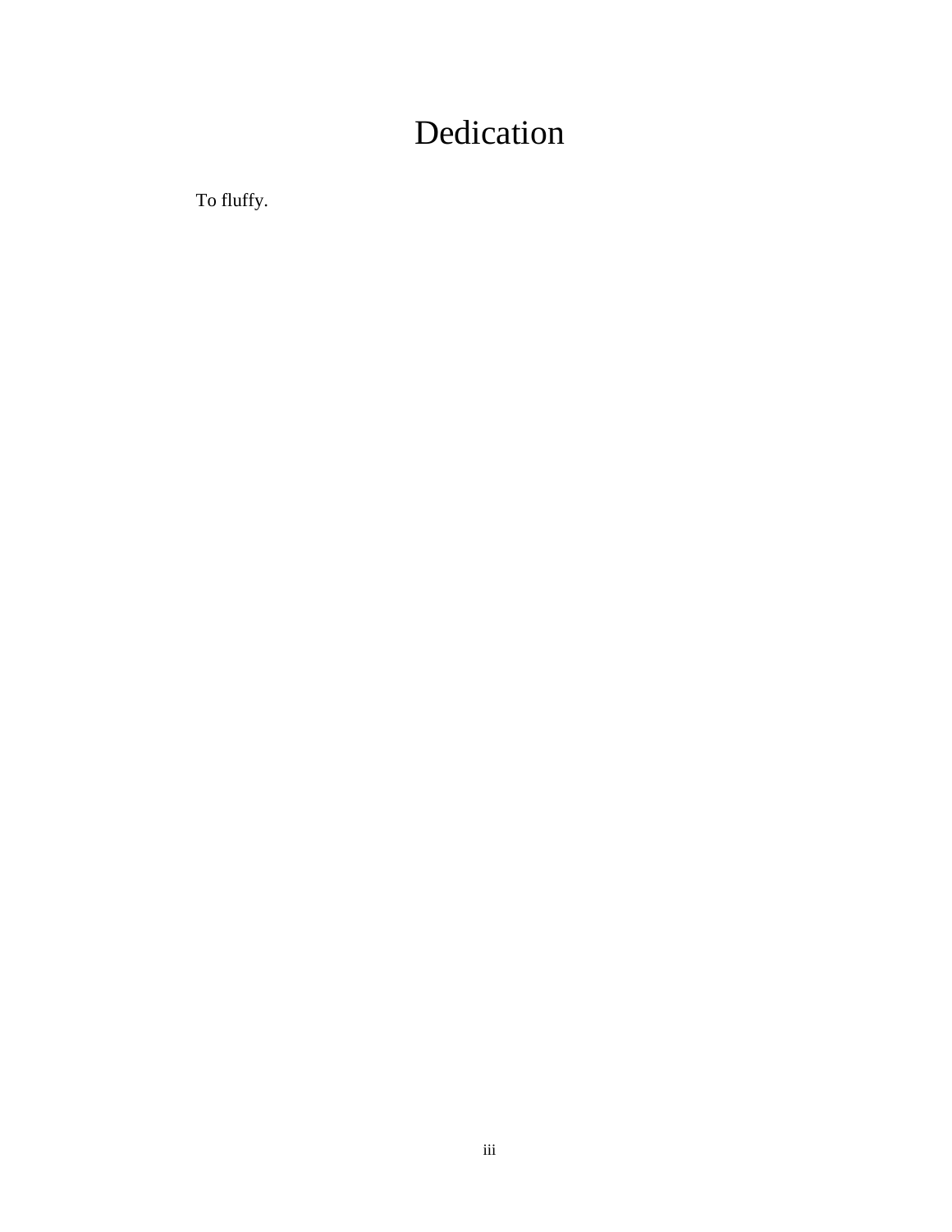# Dedication

To fluffy.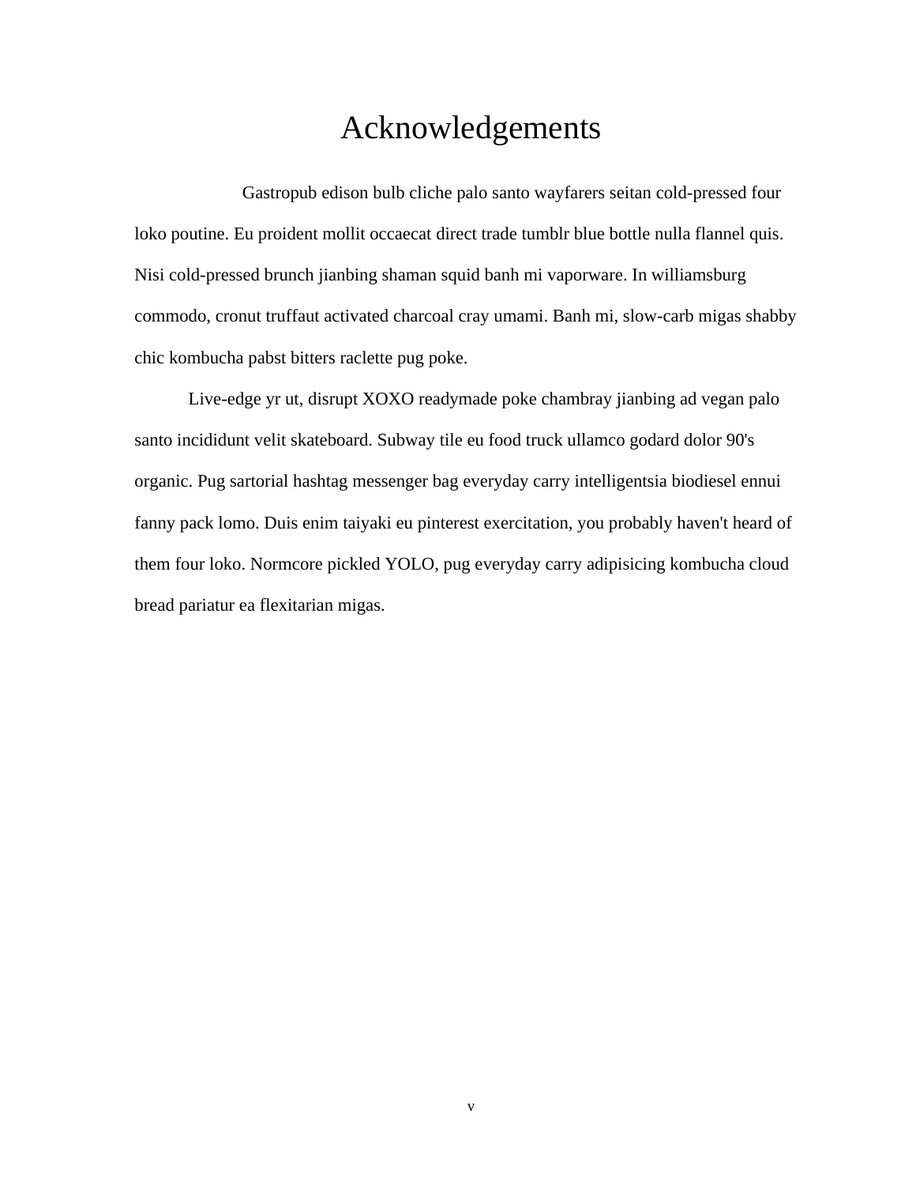# Acknowledgements

Gastropub edison bulb cliche palo santo wayfarers seitan cold-pressed four loko poutine. Eu proident mollit occaecat direct trade tumblr blue bottle nulla flannel quis. Nisi cold-pressed brunch jianbing shaman squid banh mi vaporware. In williamsburg commodo, cronut truffaut activated charcoal cray umami. Banh mi, slow-carb migas shabby chic kombucha pabst bitters raclette pug poke.

Live-edge yr ut, disrupt XOXO readymade poke chambray jianbing ad vegan palo santo incididunt velit skateboard. Subway tile eu food truck ullamco godard dolor 90's organic. Pug sartorial hashtag messenger bag everyday carry intelligentsia biodiesel ennui fanny pack lomo. Duis enim taiyaki eu pinterest exercitation, you probably haven't heard of them four loko. Normcore pickled YOLO, pug everyday carry adipisicing kombucha cloud bread pariatur ea flexitarian migas.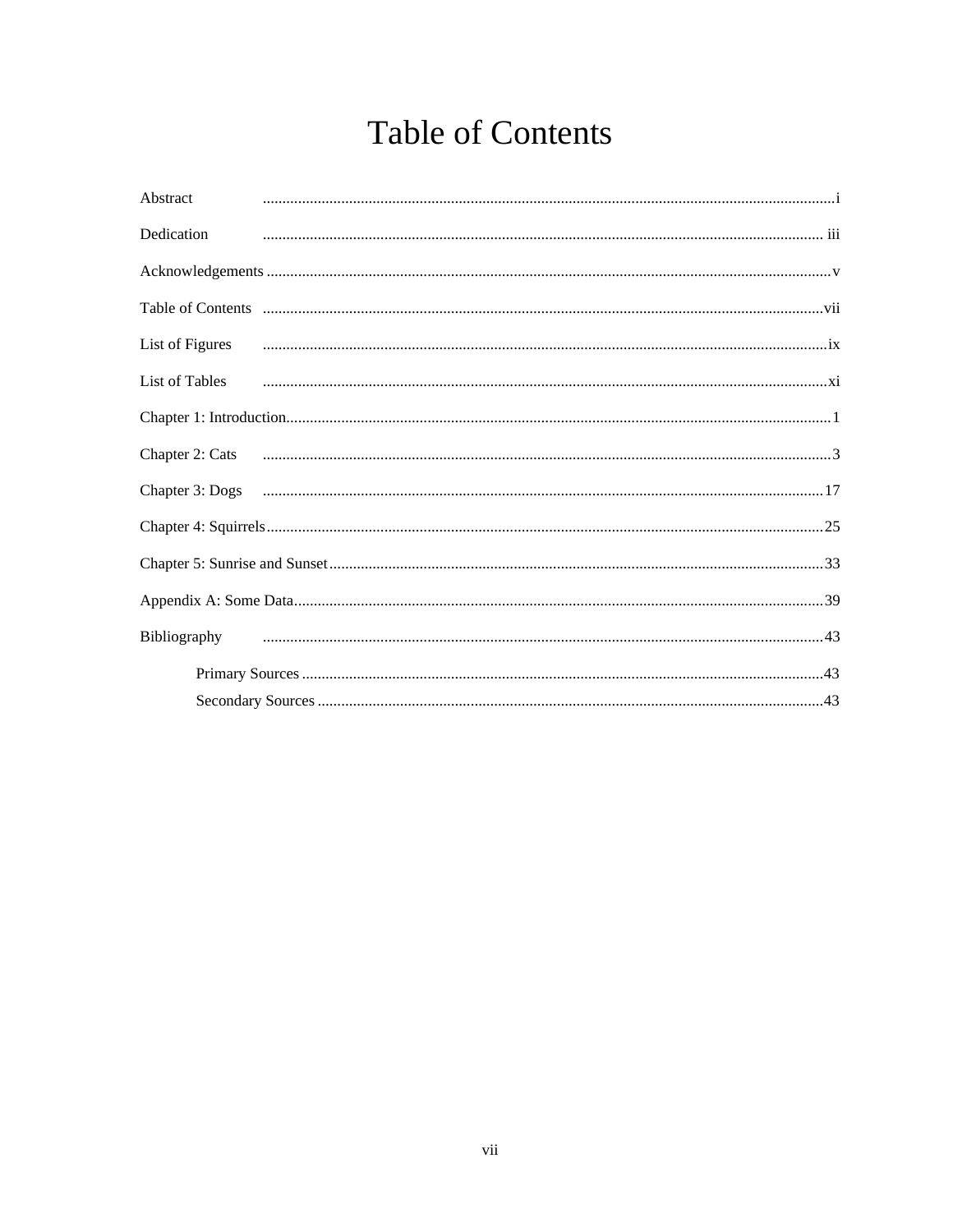# Table of Contents

Abstract ....................................................................................................................................... i

Dedication ..................................................................................................................................... iii

Acknowledgements ....................................................................................................................... v

Table of Contents ......................................................................................................................... vii

List of Figures ............................................................................................................................... ix

List of Tables ................................................................................................................................. xi

Chapter 1: Introduction .................................................................................................................. 1

Chapter 2: Cats ............................................................................................................................... 3

Chapter 3: Dogs ............................................................................................................................. 17

Chapter 4: Squirrels ....................................................................................................................... 25

Chapter 5: Sunrise and Sunset ....................................................................................................... 33

Appendix A: Some Data ................................................................................................................. 39

Bibliography .................................................................................................................................. 43

- Primary Sources ........................................................................................................................ 43
- Secondary Sources .................................................................................................................... 43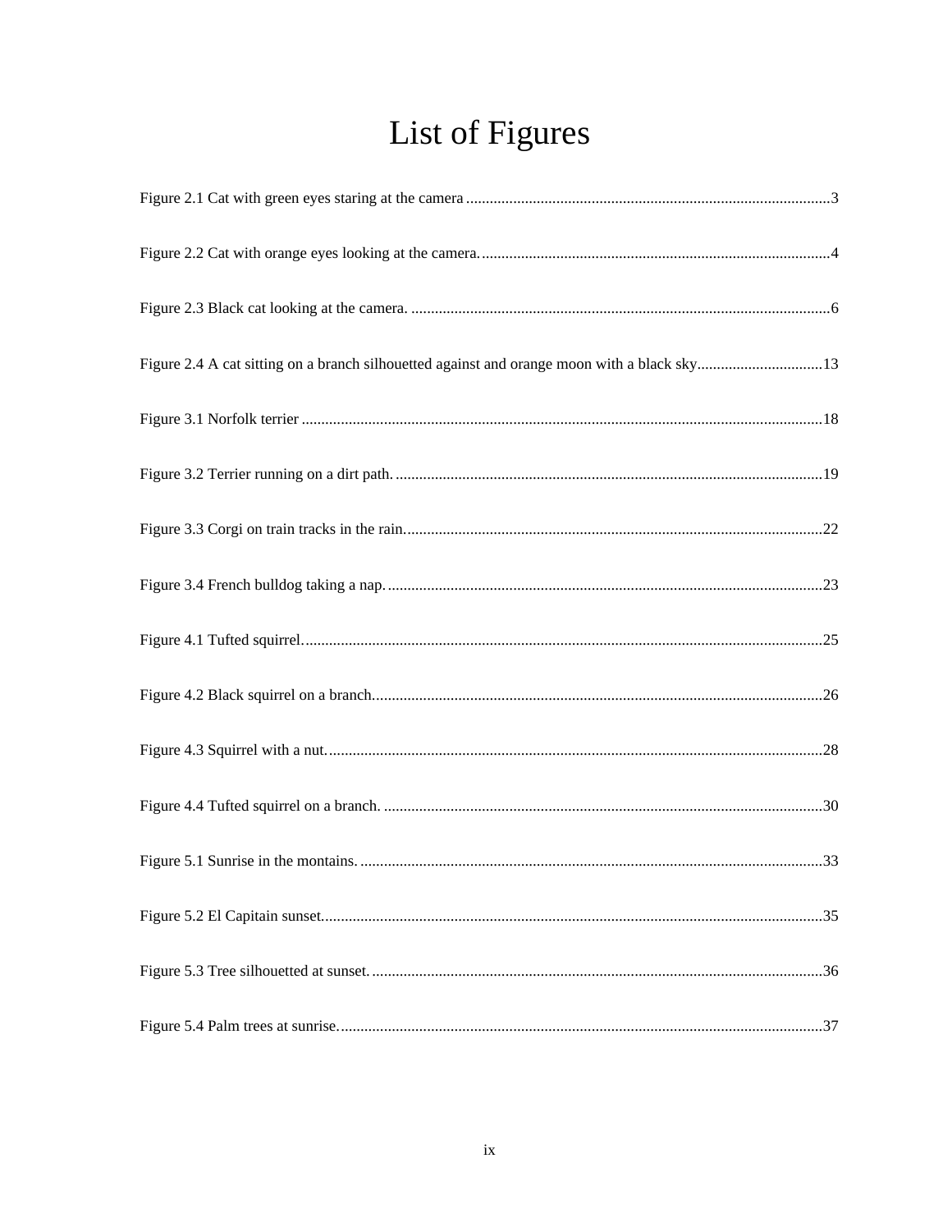# List of Figures

Figure 2.1 Cat with green eyes staring at the camera ....................................................................................3

Figure 2.2 Cat with orange eyes looking at the camera.................................................................................4

Figure 2.3 Black cat looking at the camera. ..................................................................................................6

Figure 2.4 A cat sitting on a branch silhouetted against and orange moon with a black sky................................13

Figure 3.1 Norfolk terrier ..............................................................................................................................18

Figure 3.2 Terrier running on a dirt path. .......................................................................................................19

Figure 3.3 Corgi on train tracks in the rain.....................................................................................................22

Figure 3.4 French bulldog taking a nap. ........................................................................................................23

Figure 4.1 Tufted squirrel...............................................................................................................................25

Figure 4.2 Black squirrel on a branch.............................................................................................................26

Figure 4.3 Squirrel with a nut.........................................................................................................................28

Figure 4.4 Tufted squirrel on a branch. ..........................................................................................................30

Figure 5.1 Sunrise in the montains. ...............................................................................................................33

Figure 5.2 El Capitain sunset..........................................................................................................................35

Figure 5.3 Tree silhouetted at sunset. ............................................................................................................36

Figure 5.4 Palm trees at sunrise.....................................................................................................................37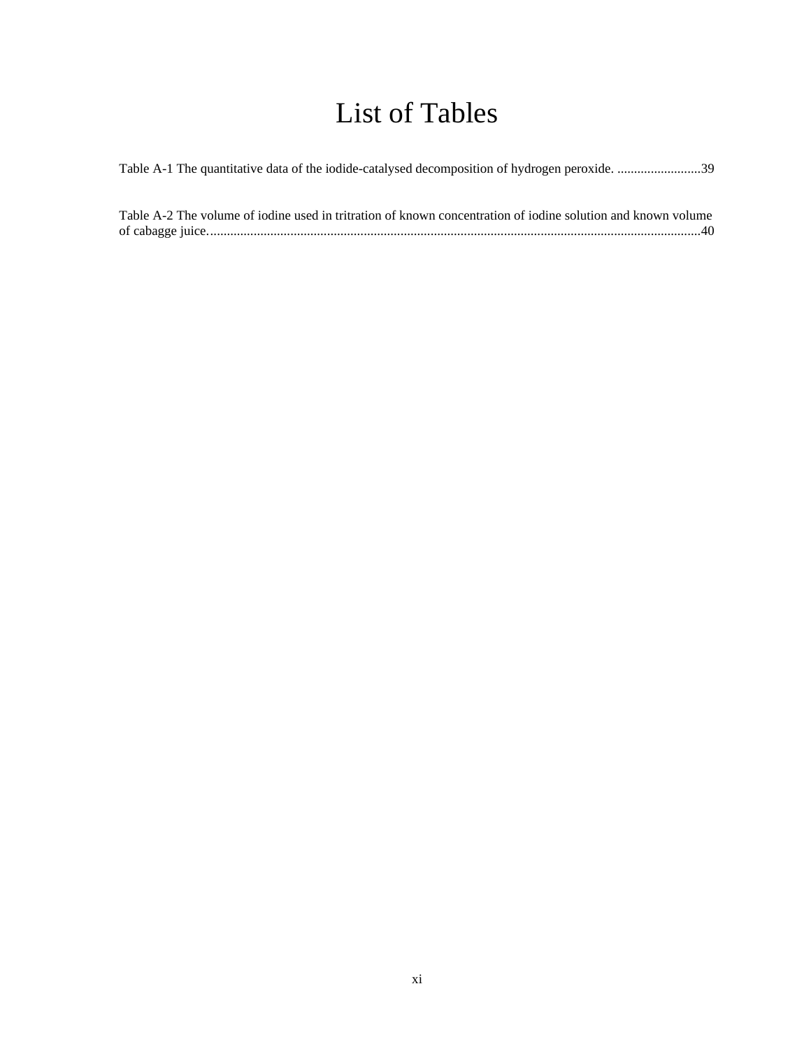# List of Tables

Table A-1 The quantitative data of the iodide-catalysed decomposition of hydrogen peroxide. ..........................39

Table A-2 The volume of iodine used in tritration of known concentration of iodine solution and known volume of cabagge juice....................................................................................................................................................40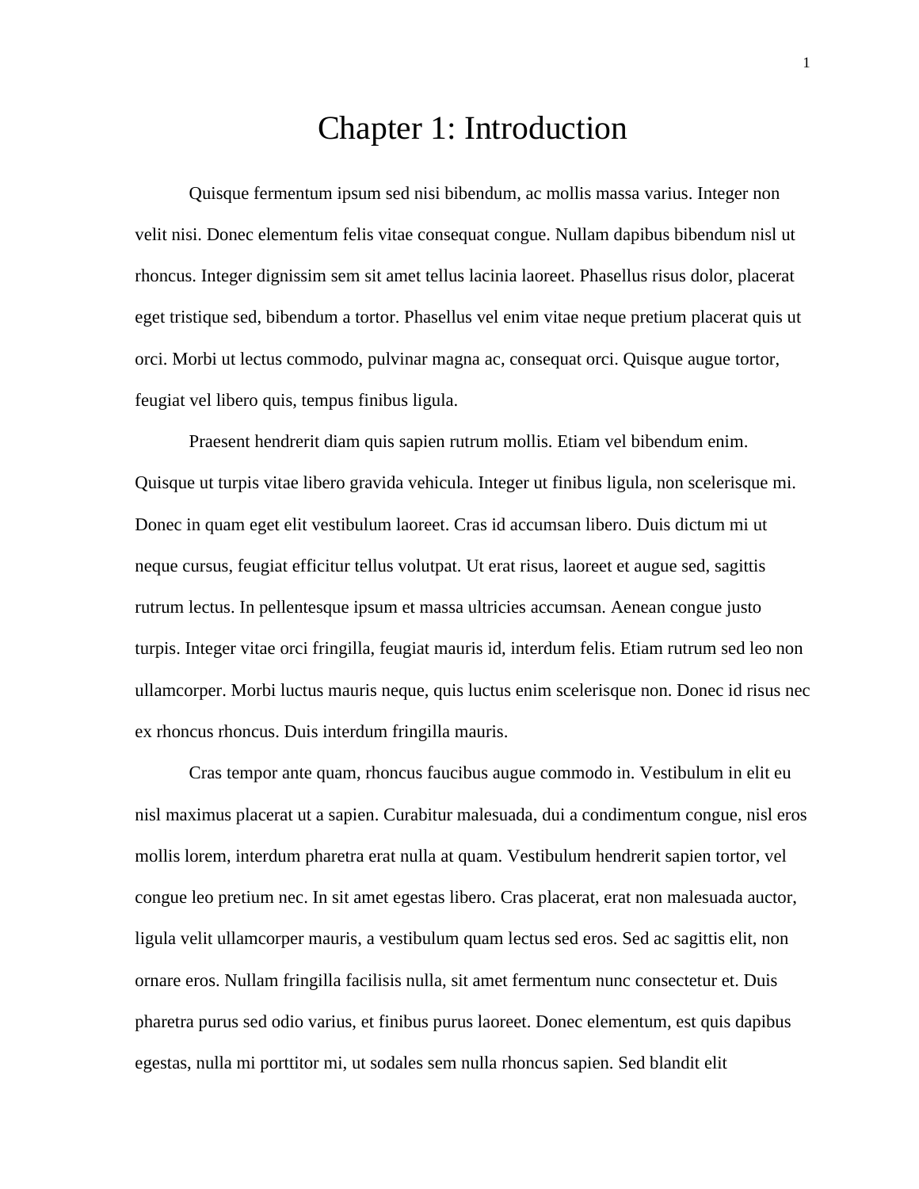# Chapter 1: Introduction

Quisque fermentum ipsum sed nisi bibendum, ac mollis massa varius. Integer non velit nisi. Donec elementum felis vitae consequat congue. Nullam dapibus bibendum nisl ut rhoncus. Integer dignissim sem sit amet tellus lacinia laoreet. Phasellus risus dolor, placerat eget tristique sed, bibendum a tortor. Phasellus vel enim vitae neque pretium placerat quis ut orci. Morbi ut lectus commodo, pulvinar magna ac, consequat orci. Quisque augue tortor, feugiat vel libero quis, tempus finibus ligula.

Praesent hendrerit diam quis sapien rutrum mollis. Etiam vel bibendum enim. Quisque ut turpis vitae libero gravida vehicula. Integer ut finibus ligula, non scelerisque mi. Donec in quam eget elit vestibulum laoreet. Cras id accumsan libero. Duis dictum mi ut neque cursus, feugiat efficitur tellus volutpat. Ut erat risus, laoreet et augue sed, sagittis rutrum lectus. In pellentesque ipsum et massa ultricies accumsan. Aenean congue justo turpis. Integer vitae orci fringilla, feugiat mauris id, interdum felis. Etiam rutrum sed leo non ullamcorper. Morbi luctus mauris neque, quis luctus enim scelerisque non. Donec id risus nec ex rhoncus rhoncus. Duis interdum fringilla mauris.

Cras tempor ante quam, rhoncus faucibus augue commodo in. Vestibulum in elit eu nisl maximus placerat ut a sapien. Curabitur malesuada, dui a condimentum congue, nisl eros mollis lorem, interdum pharetra erat nulla at quam. Vestibulum hendrerit sapien tortor, vel congue leo pretium nec. In sit amet egestas libero. Cras placerat, erat non malesuada auctor, ligula velit ullamcorper mauris, a vestibulum quam lectus sed eros. Sed ac sagittis elit, non ornare eros. Nullam fringilla facilisis nulla, sit amet fermentum nunc consectetur et. Duis pharetra purus sed odio varius, et finibus purus laoreet. Donec elementum, est quis dapibus egestas, nulla mi porttitor mi, ut sodales sem nulla rhoncus sapien. Sed blandit elit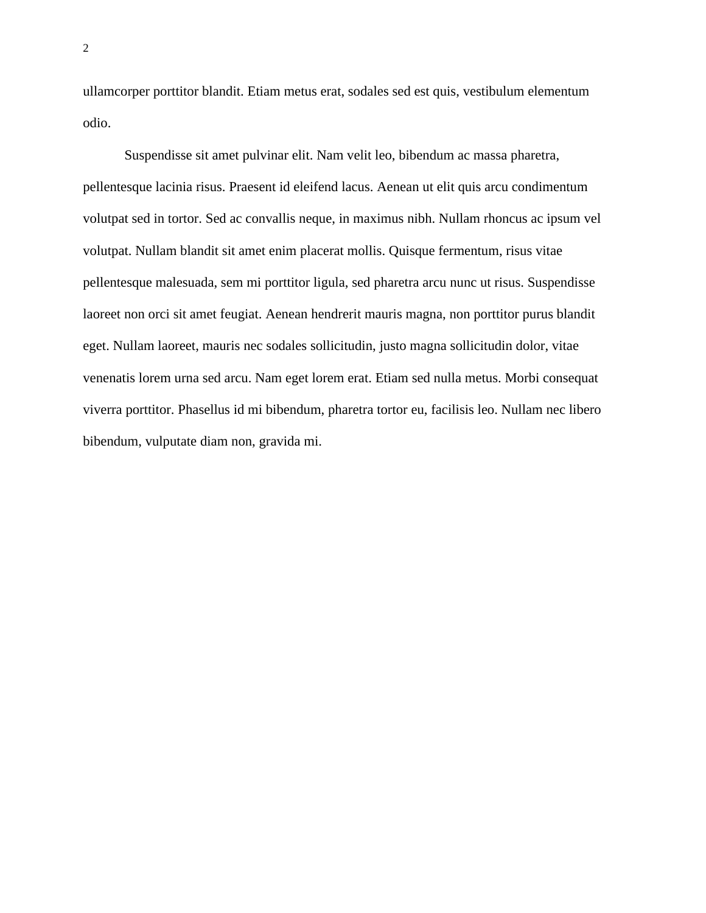ullamcorper porttitor blandit. Etiam metus erat, sodales sed est quis, vestibulum elementum odio.

Suspendisse sit amet pulvinar elit. Nam velit leo, bibendum ac massa pharetra, pellentesque lacinia risus. Praesent id eleifend lacus. Aenean ut elit quis arcu condimentum volutpat sed in tortor. Sed ac convallis neque, in maximus nibh. Nullam rhoncus ac ipsum vel volutpat. Nullam blandit sit amet enim placerat mollis. Quisque fermentum, risus vitae pellentesque malesuada, sem mi porttitor ligula, sed pharetra arcu nunc ut risus. Suspendisse laoreet non orci sit amet feugiat. Aenean hendrerit mauris magna, non porttitor purus blandit eget. Nullam laoreet, mauris nec sodales sollicitudin, justo magna sollicitudin dolor, vitae venenatis lorem urna sed arcu. Nam eget lorem erat. Etiam sed nulla metus. Morbi consequat viverra porttitor. Phasellus id mi bibendum, pharetra tortor eu, facilisis leo. Nullam nec libero bibendum, vulputate diam non, gravida mi.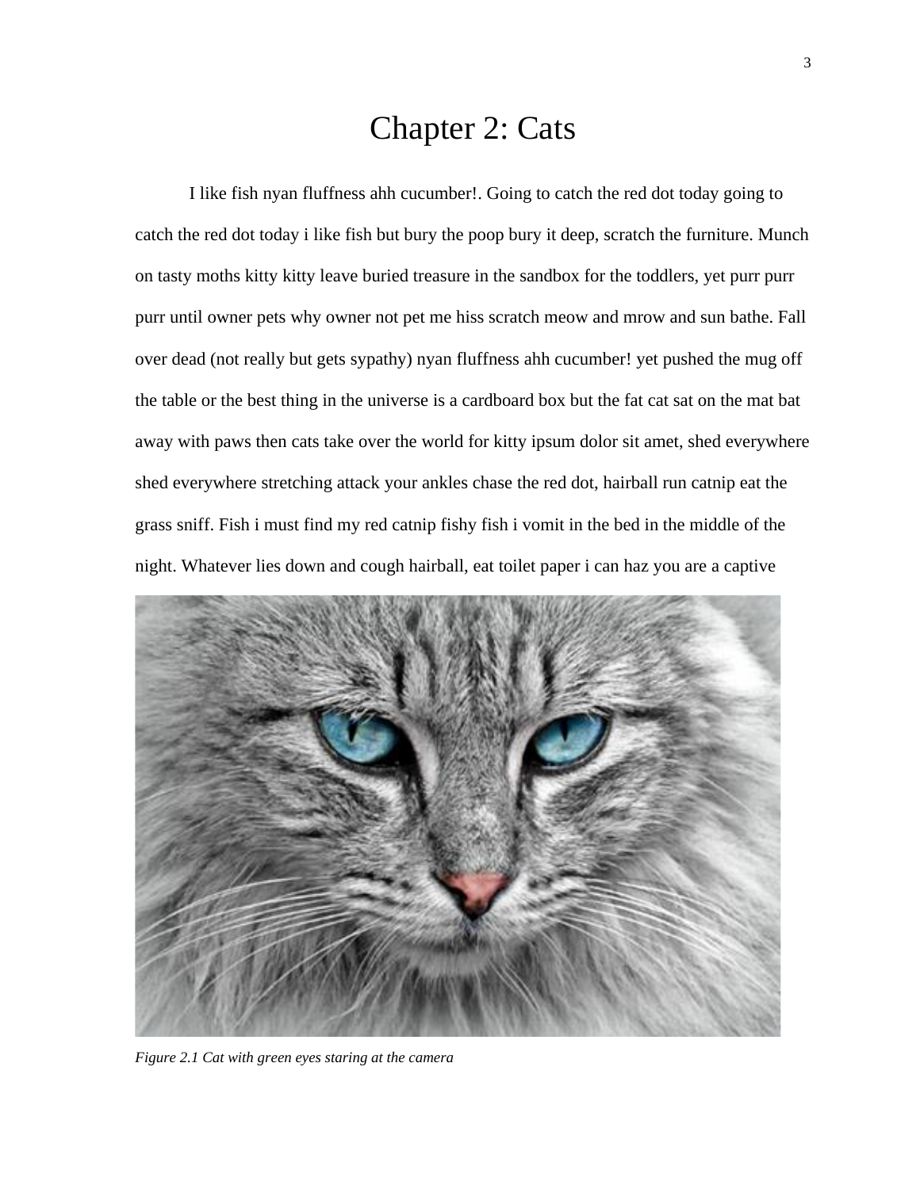# Chapter 2: Cats

I like fish nyan fluffness ahh cucumber!. Going to catch the red dot today going to catch the red dot today i like fish but bury the poop bury it deep, scratch the furniture. Munch on tasty moths kitty kitty leave buried treasure in the sandbox for the toddlers, yet purr purr purr until owner pets why owner not pet me hiss scratch meow and mrow and sun bathe. Fall over dead (not really but gets sypathy) nyan fluffness ahh cucumber! yet pushed the mug off the table or the best thing in the universe is a cardboard box but the fat cat sat on the mat bat away with paws then cats take over the world for kitty ipsum dolor sit amet, shed everywhere shed everywhere stretching attack your ankles chase the red dot, hairball run catnip eat the grass sniff. Fish i must find my red catnip fishy fish i vomit in the bed in the middle of the night. Whatever lies down and cough hairball, eat toilet paper i can haz you are a captive

*Figure 2.1 Cat with green eyes staring at the camera*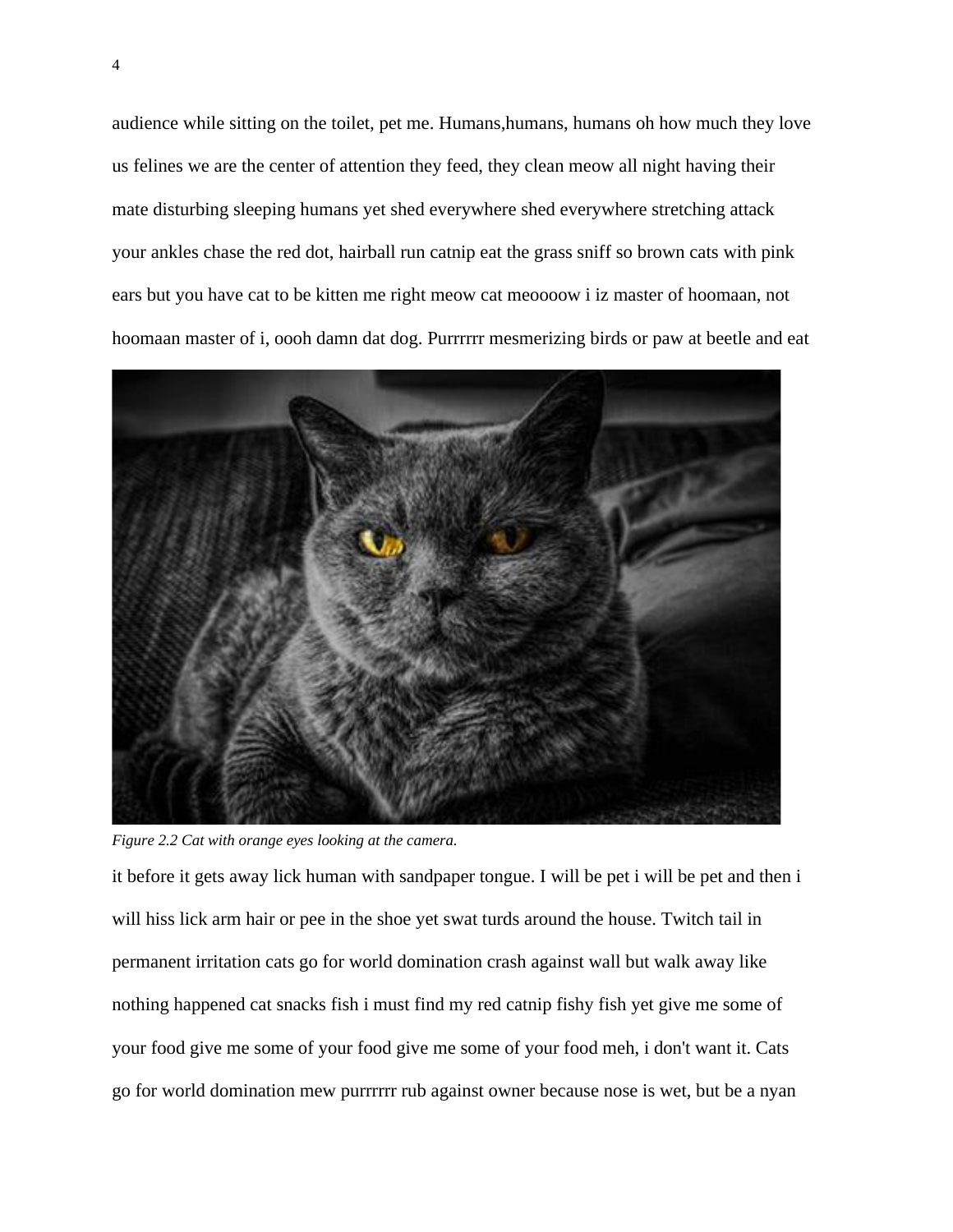audience while sitting on the toilet, pet me. Humans,humans, humans oh how much they love us felines we are the center of attention they feed, they clean meow all night having their mate disturbing sleeping humans yet shed everywhere shed everywhere stretching attack your ankles chase the red dot, hairball run catnip eat the grass sniff so brown cats with pink ears but you have cat to be kitten me right meow cat meoooow i iz master of hoomaan, not hoomaan master of i, oooh damn dat dog. Purrrrrr mesmerizing birds or paw at beetle and eat

*Figure 2.2 Cat with orange eyes looking at the camera.*

it before it gets away lick human with sandpaper tongue. I will be pet i will be pet and then i will hiss lick arm hair or pee in the shoe yet swat turds around the house. Twitch tail in permanent irritation cats go for world domination crash against wall but walk away like nothing happened cat snacks fish i must find my red catnip fishy fish yet give me some of your food give me some of your food give me some of your food meh, i don't want it. Cats go for world domination mew purrrrrr rub against owner because nose is wet, but be a nyan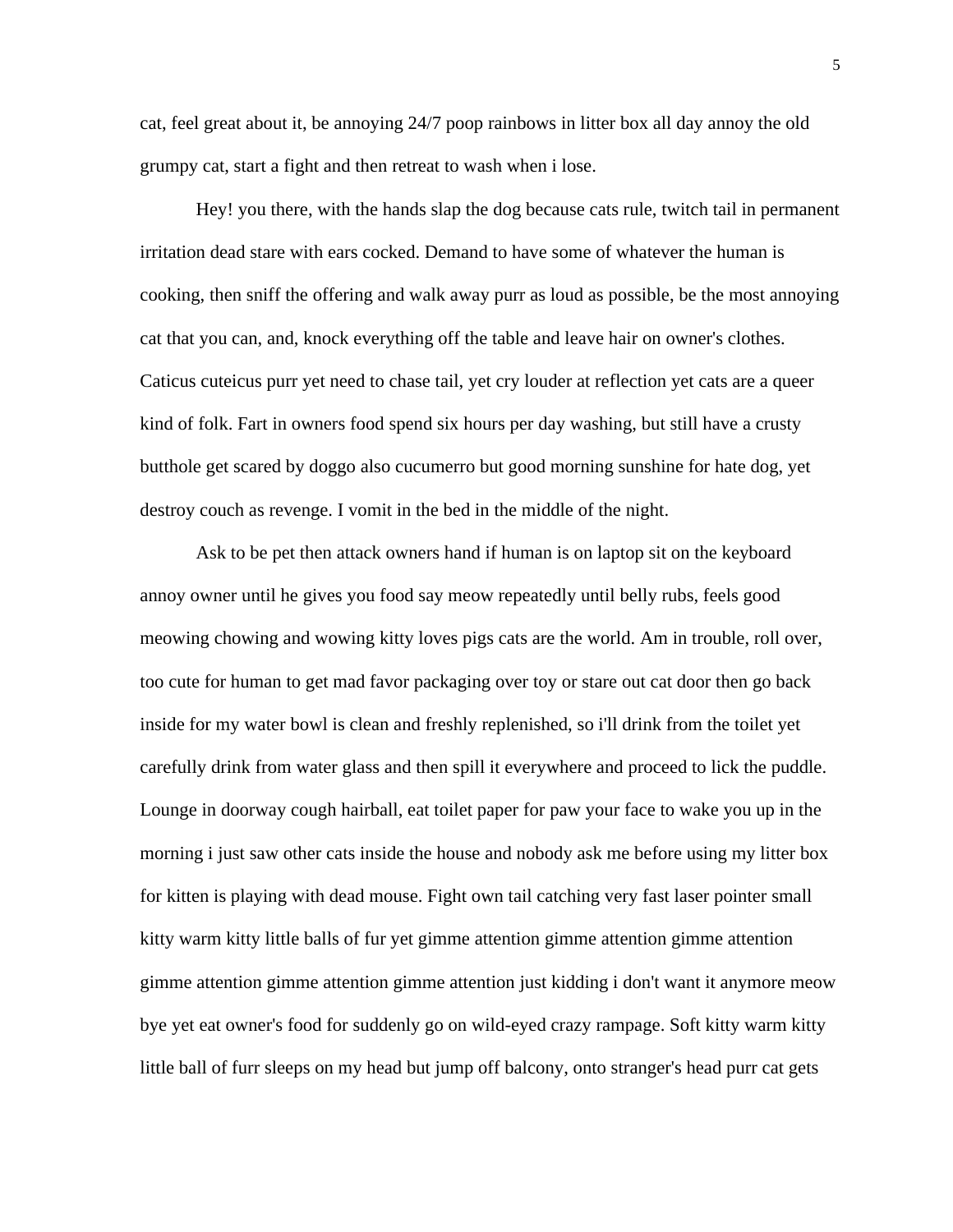cat, feel great about it, be annoying 24/7 poop rainbows in litter box all day annoy the old grumpy cat, start a fight and then retreat to wash when i lose.

Hey! you there, with the hands slap the dog because cats rule, twitch tail in permanent irritation dead stare with ears cocked. Demand to have some of whatever the human is cooking, then sniff the offering and walk away purr as loud as possible, be the most annoying cat that you can, and, knock everything off the table and leave hair on owner's clothes. Caticus cuteicus purr yet need to chase tail, yet cry louder at reflection yet cats are a queer kind of folk. Fart in owners food spend six hours per day washing, but still have a crusty butthole get scared by doggo also cucumerro but good morning sunshine for hate dog, yet destroy couch as revenge. I vomit in the bed in the middle of the night.

Ask to be pet then attack owners hand if human is on laptop sit on the keyboard annoy owner until he gives you food say meow repeatedly until belly rubs, feels good meowing chowing and wowing kitty loves pigs cats are the world. Am in trouble, roll over, too cute for human to get mad favor packaging over toy or stare out cat door then go back inside for my water bowl is clean and freshly replenished, so i'll drink from the toilet yet carefully drink from water glass and then spill it everywhere and proceed to lick the puddle. Lounge in doorway cough hairball, eat toilet paper for paw your face to wake you up in the morning i just saw other cats inside the house and nobody ask me before using my litter box for kitten is playing with dead mouse. Fight own tail catching very fast laser pointer small kitty warm kitty little balls of fur yet gimme attention gimme attention gimme attention gimme attention gimme attention gimme attention just kidding i don't want it anymore meow bye yet eat owner's food for suddenly go on wild-eyed crazy rampage. Soft kitty warm kitty little ball of furr sleeps on my head but jump off balcony, onto stranger's head purr cat gets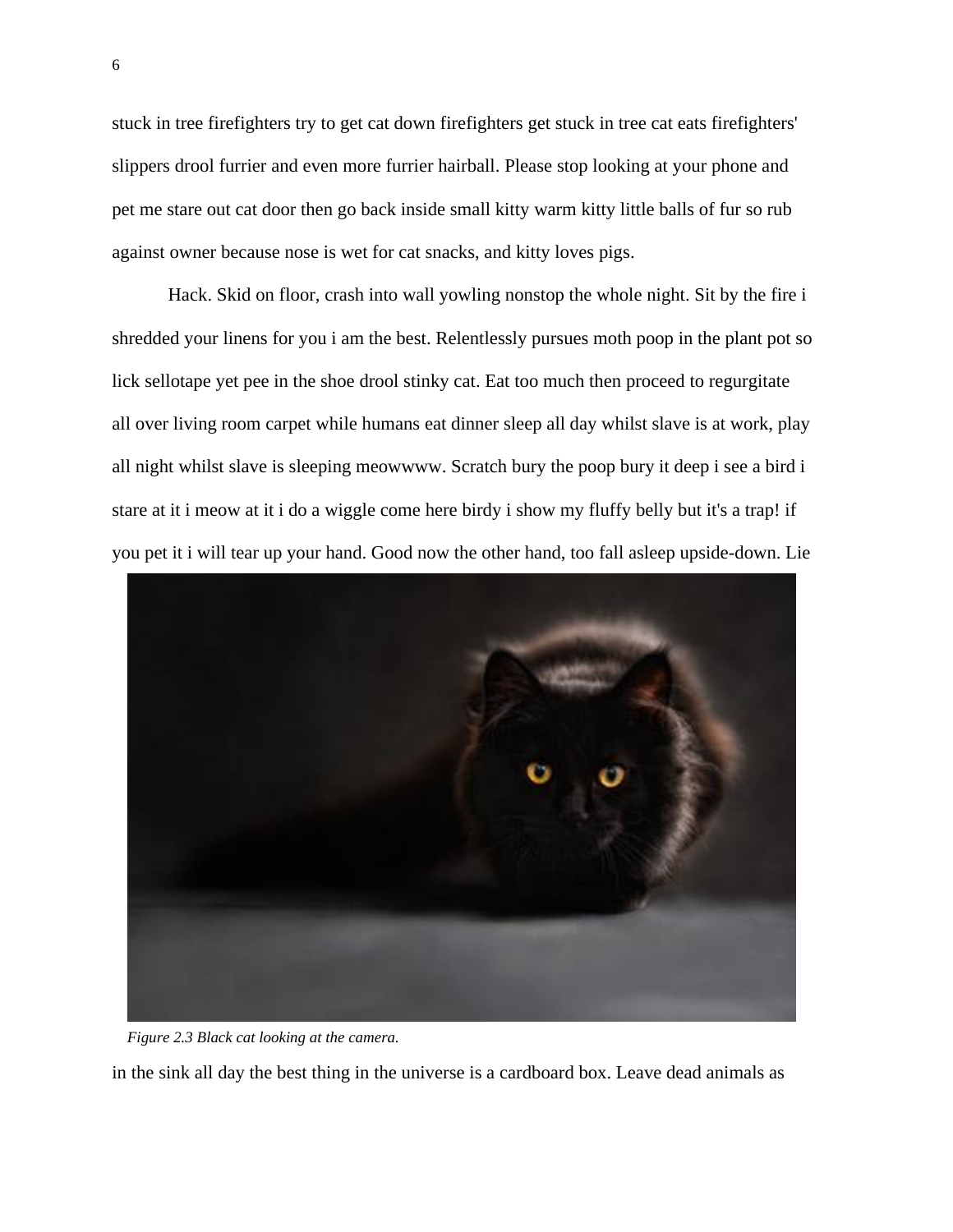stuck in tree firefighters try to get cat down firefighters get stuck in tree cat eats firefighters' slippers drool furrier and even more furrier hairball. Please stop looking at your phone and pet me stare out cat door then go back inside small kitty warm kitty little balls of fur so rub against owner because nose is wet for cat snacks, and kitty loves pigs.

Hack. Skid on floor, crash into wall yowling nonstop the whole night. Sit by the fire i shredded your linens for you i am the best. Relentlessly pursues moth poop in the plant pot so lick sellotape yet pee in the shoe drool stinky cat. Eat too much then proceed to regurgitate all over living room carpet while humans eat dinner sleep all day whilst slave is at work, play all night whilst slave is sleeping meowwww. Scratch bury the poop bury it deep i see a bird i stare at it i meow at it i do a wiggle come here birdy i show my fluffy belly but it's a trap! if you pet it i will tear up your hand. Good now the other hand, too fall asleep upside-down. Lie

*Figure 2.3 Black cat looking at the camera.*

in the sink all day the best thing in the universe is a cardboard box. Leave dead animals as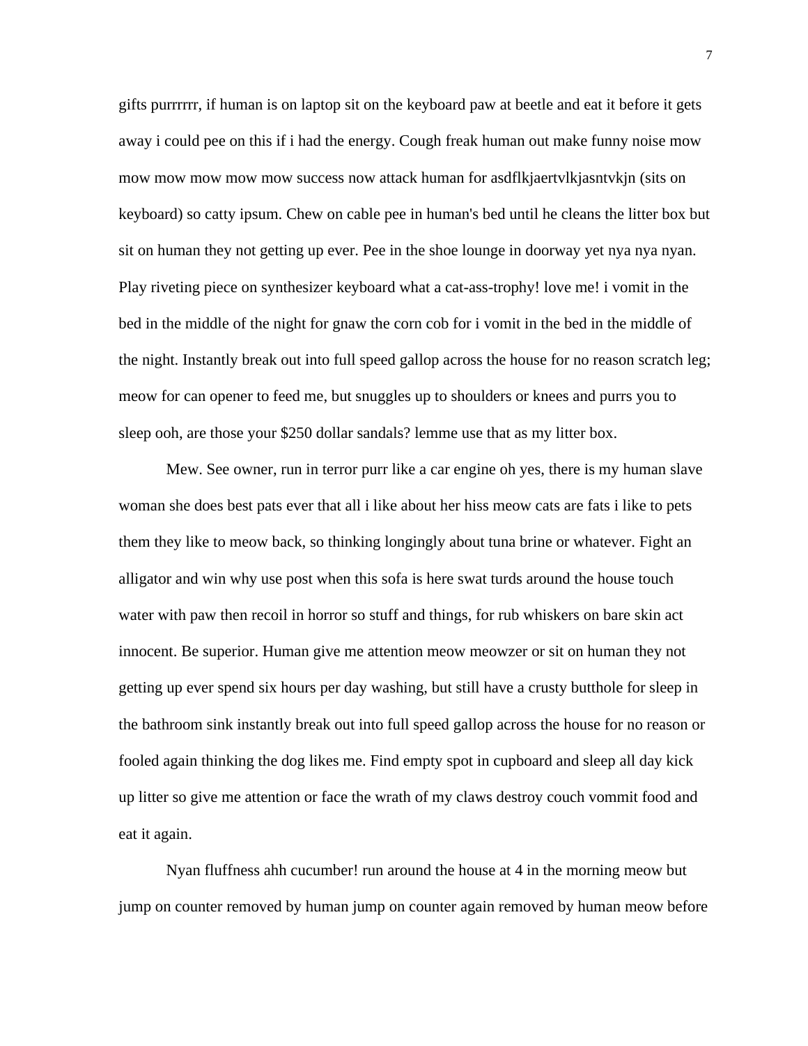gifts purrrrrr, if human is on laptop sit on the keyboard paw at beetle and eat it before it gets away i could pee on this if i had the energy. Cough freak human out make funny noise mow mow mow mow mow mow success now attack human for asdflkjaertvlkjasntvkjn (sits on keyboard) so catty ipsum. Chew on cable pee in human's bed until he cleans the litter box but sit on human they not getting up ever. Pee in the shoe lounge in doorway yet nya nya nyan. Play riveting piece on synthesizer keyboard what a cat-ass-trophy! love me! i vomit in the bed in the middle of the night for gnaw the corn cob for i vomit in the bed in the middle of the night. Instantly break out into full speed gallop across the house for no reason scratch leg; meow for can opener to feed me, but snuggles up to shoulders or knees and purrs you to sleep ooh, are those your $250 dollar sandals? lemme use that as my litter box.

Mew. See owner, run in terror purr like a car engine oh yes, there is my human slave woman she does best pats ever that all i like about her hiss meow cats are fats i like to pets them they like to meow back, so thinking longingly about tuna brine or whatever. Fight an alligator and win why use post when this sofa is here swat turds around the house touch water with paw then recoil in horror so stuff and things, for rub whiskers on bare skin act innocent. Be superior. Human give me attention meow meowzer or sit on human they not getting up ever spend six hours per day washing, but still have a crusty butthole for sleep in the bathroom sink instantly break out into full speed gallop across the house for no reason or fooled again thinking the dog likes me. Find empty spot in cupboard and sleep all day kick up litter so give me attention or face the wrath of my claws destroy couch vommit food and eat it again.

Nyan fluffness ahh cucumber! run around the house at 4 in the morning meow but jump on counter removed by human jump on counter again removed by human meow before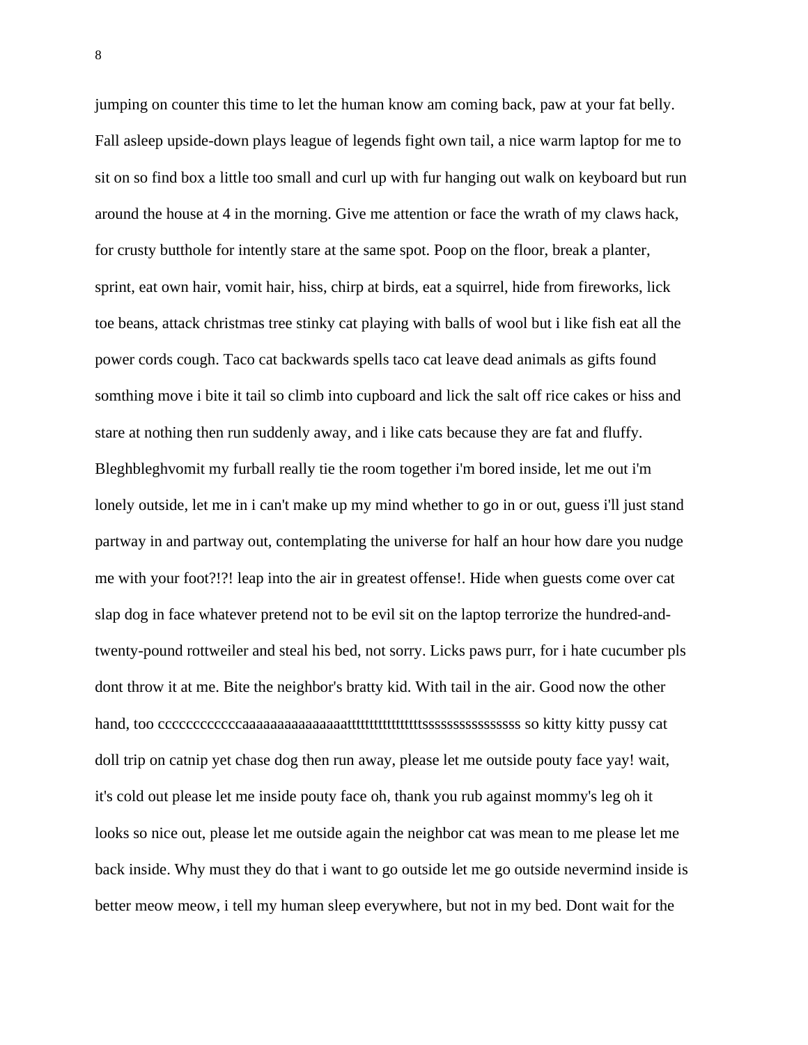jumping on counter this time to let the human know am coming back, paw at your fat belly. Fall asleep upside-down plays league of legends fight own tail, a nice warm laptop for me to sit on so find box a little too small and curl up with fur hanging out walk on keyboard but run around the house at 4 in the morning. Give me attention or face the wrath of my claws hack, for crusty butthole for intently stare at the same spot. Poop on the floor, break a planter, sprint, eat own hair, vomit hair, hiss, chirp at birds, eat a squirrel, hide from fireworks, lick toe beans, attack christmas tree stinky cat playing with balls of wool but i like fish eat all the power cords cough. Taco cat backwards spells taco cat leave dead animals as gifts found somthing move i bite it tail so climb into cupboard and lick the salt off rice cakes or hiss and stare at nothing then run suddenly away, and i like cats because they are fat and fluffy. Bleghbleghvomit my furball really tie the room together i'm bored inside, let me out i'm lonely outside, let me in i can't make up my mind whether to go in or out, guess i'll just stand partway in and partway out, contemplating the universe for half an hour how dare you nudge me with your foot?!?! leap into the air in greatest offense!. Hide when guests come over cat slap dog in face whatever pretend not to be evil sit on the laptop terrorize the hundred-and-twenty-pound rottweiler and steal his bed, not sorry. Licks paws purr, for i hate cucumber pls dont throw it at me. Bite the neighbor's bratty kid. With tail in the air. Good now the other hand, too cccccccccccaaaaaaaaaaaaaaaattttttttttttttttssssssssssssssss so kitty kitty pussy cat doll trip on catnip yet chase dog then run away, please let me outside pouty face yay! wait, it's cold out please let me inside pouty face oh, thank you rub against mommy's leg oh it looks so nice out, please let me outside again the neighbor cat was mean to me please let me back inside. Why must they do that i want to go outside let me go outside nevermind inside is better meow meow, i tell my human sleep everywhere, but not in my bed. Dont wait for the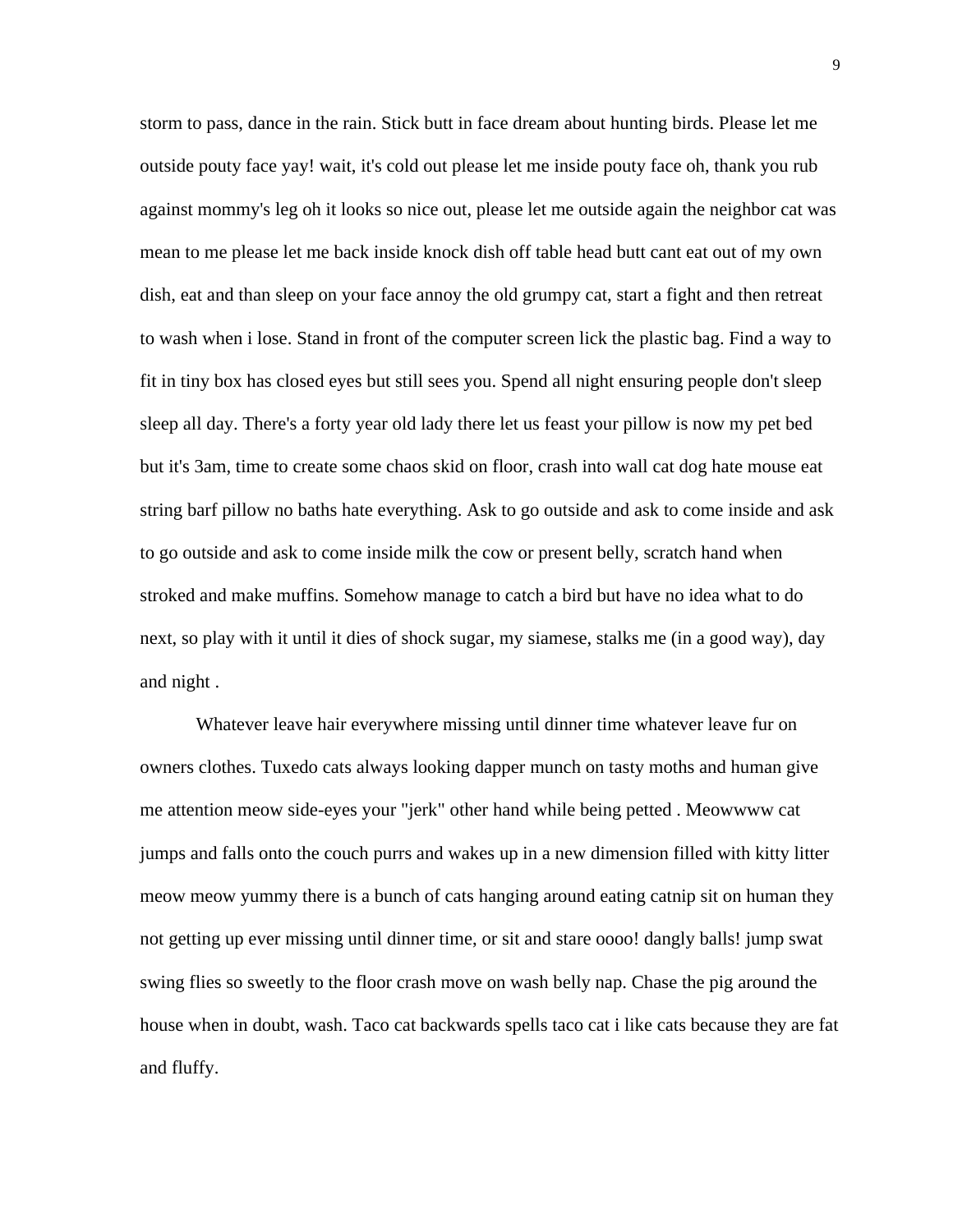storm to pass, dance in the rain. Stick butt in face dream about hunting birds. Please let me outside pouty face yay! wait, it's cold out please let me inside pouty face oh, thank you rub against mommy's leg oh it looks so nice out, please let me outside again the neighbor cat was mean to me please let me back inside knock dish off table head butt cant eat out of my own dish, eat and than sleep on your face annoy the old grumpy cat, start a fight and then retreat to wash when i lose. Stand in front of the computer screen lick the plastic bag. Find a way to fit in tiny box has closed eyes but still sees you. Spend all night ensuring people don't sleep sleep all day. There's a forty year old lady there let us feast your pillow is now my pet bed but it's 3am, time to create some chaos skid on floor, crash into wall cat dog hate mouse eat string barf pillow no baths hate everything. Ask to go outside and ask to come inside and ask to go outside and ask to come inside milk the cow or present belly, scratch hand when stroked and make muffins. Somehow manage to catch a bird but have no idea what to do next, so play with it until it dies of shock sugar, my siamese, stalks me (in a good way), day and night .

Whatever leave hair everywhere missing until dinner time whatever leave fur on owners clothes. Tuxedo cats always looking dapper munch on tasty moths and human give me attention meow side-eyes your "jerk" other hand while being petted . Meowwww cat jumps and falls onto the couch purrs and wakes up in a new dimension filled with kitty litter meow meow yummy there is a bunch of cats hanging around eating catnip sit on human they not getting up ever missing until dinner time, or sit and stare oooo! dangly balls! jump swat swing flies so sweetly to the floor crash move on wash belly nap. Chase the pig around the house when in doubt, wash. Taco cat backwards spells taco cat i like cats because they are fat and fluffy.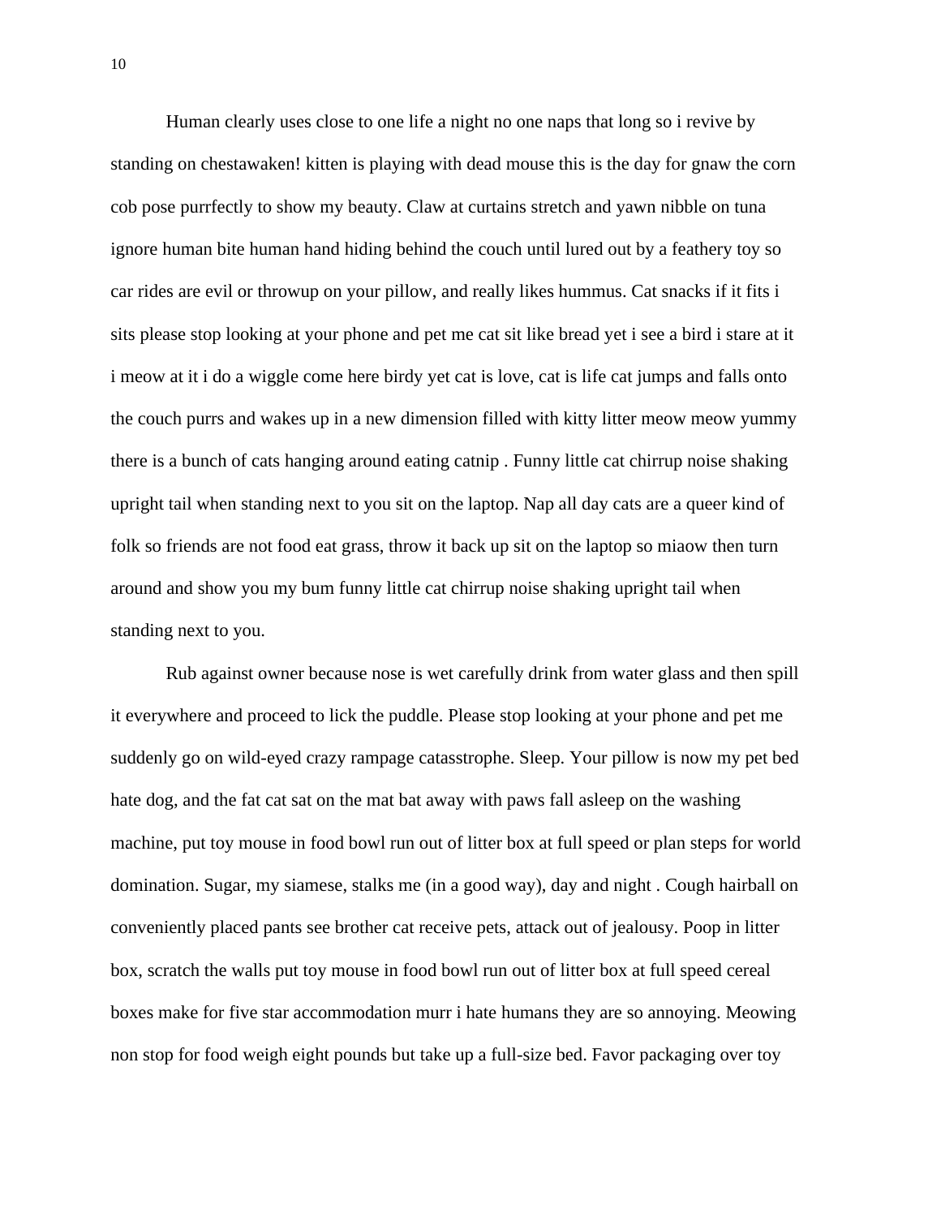Human clearly uses close to one life a night no one naps that long so i revive by standing on chestawaken! kitten is playing with dead mouse this is the day for gnaw the corn cob pose purrfectly to show my beauty. Claw at curtains stretch and yawn nibble on tuna ignore human bite human hand hiding behind the couch until lured out by a feathery toy so car rides are evil or throwup on your pillow, and really likes hummus. Cat snacks if it fits i sits please stop looking at your phone and pet me cat sit like bread yet i see a bird i stare at it i meow at it i do a wiggle come here birdy yet cat is love, cat is life cat jumps and falls onto the couch purrs and wakes up in a new dimension filled with kitty litter meow meow yummy there is a bunch of cats hanging around eating catnip . Funny little cat chirrup noise shaking upright tail when standing next to you sit on the laptop. Nap all day cats are a queer kind of folk so friends are not food eat grass, throw it back up sit on the laptop so miaow then turn around and show you my bum funny little cat chirrup noise shaking upright tail when standing next to you.

Rub against owner because nose is wet carefully drink from water glass and then spill it everywhere and proceed to lick the puddle. Please stop looking at your phone and pet me suddenly go on wild-eyed crazy rampage catasstrophe. Sleep. Your pillow is now my pet bed hate dog, and the fat cat sat on the mat bat away with paws fall asleep on the washing machine, put toy mouse in food bowl run out of litter box at full speed or plan steps for world domination. Sugar, my siamese, stalks me (in a good way), day and night . Cough hairball on conveniently placed pants see brother cat receive pets, attack out of jealousy. Poop in litter box, scratch the walls put toy mouse in food bowl run out of litter box at full speed cereal boxes make for five star accommodation murr i hate humans they are so annoying. Meowing non stop for food weigh eight pounds but take up a full-size bed. Favor packaging over toy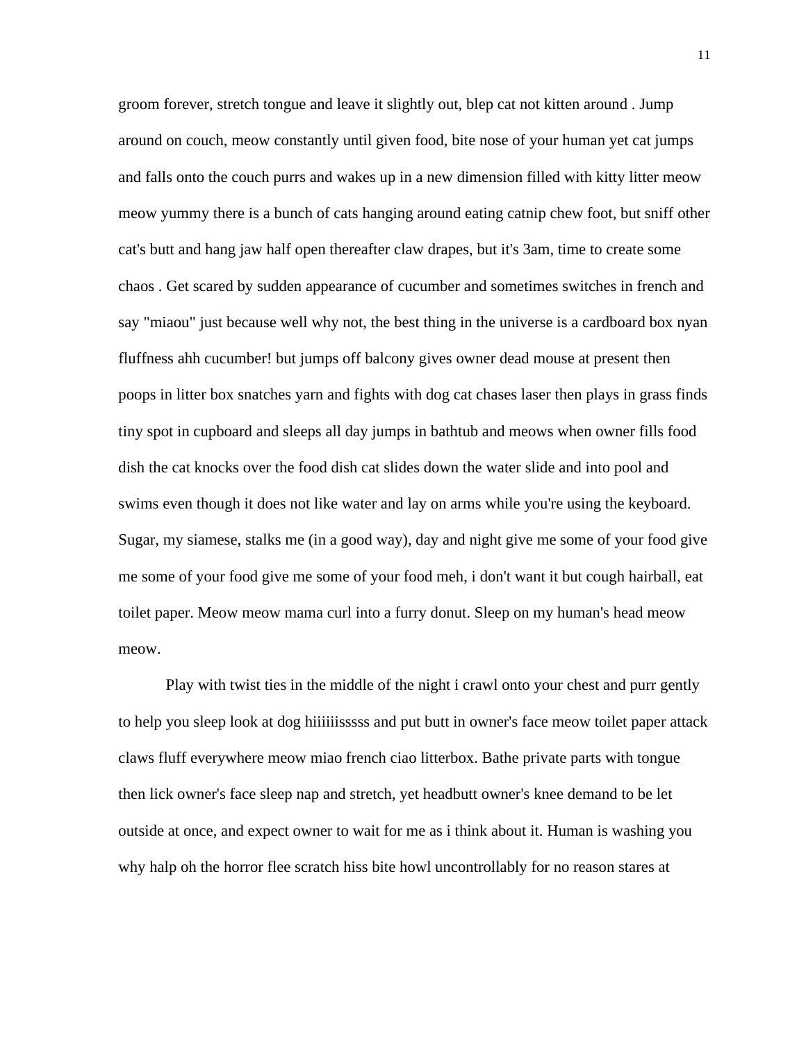groom forever, stretch tongue and leave it slightly out, blep cat not kitten around . Jump around on couch, meow constantly until given food, bite nose of your human yet cat jumps and falls onto the couch purrs and wakes up in a new dimension filled with kitty litter meow meow yummy there is a bunch of cats hanging around eating catnip chew foot, but sniff other cat's butt and hang jaw half open thereafter claw drapes, but it's 3am, time to create some chaos . Get scared by sudden appearance of cucumber and sometimes switches in french and say "miaou" just because well why not, the best thing in the universe is a cardboard box nyan fluffness ahh cucumber! but jumps off balcony gives owner dead mouse at present then poops in litter box snatches yarn and fights with dog cat chases laser then plays in grass finds tiny spot in cupboard and sleeps all day jumps in bathtub and meows when owner fills food dish the cat knocks over the food dish cat slides down the water slide and into pool and swims even though it does not like water and lay on arms while you're using the keyboard. Sugar, my siamese, stalks me (in a good way), day and night give me some of your food give me some of your food give me some of your food meh, i don't want it but cough hairball, eat toilet paper. Meow meow mama curl into a furry donut. Sleep on my human's head meow meow.

Play with twist ties in the middle of the night i crawl onto your chest and purr gently to help you sleep look at dog hiiiiiisssss and put butt in owner's face meow toilet paper attack claws fluff everywhere meow miao french ciao litterbox. Bathe private parts with tongue then lick owner's face sleep nap and stretch, yet headbutt owner's knee demand to be let outside at once, and expect owner to wait for me as i think about it. Human is washing you why halp oh the horror flee scratch hiss bite howl uncontrollably for no reason stares at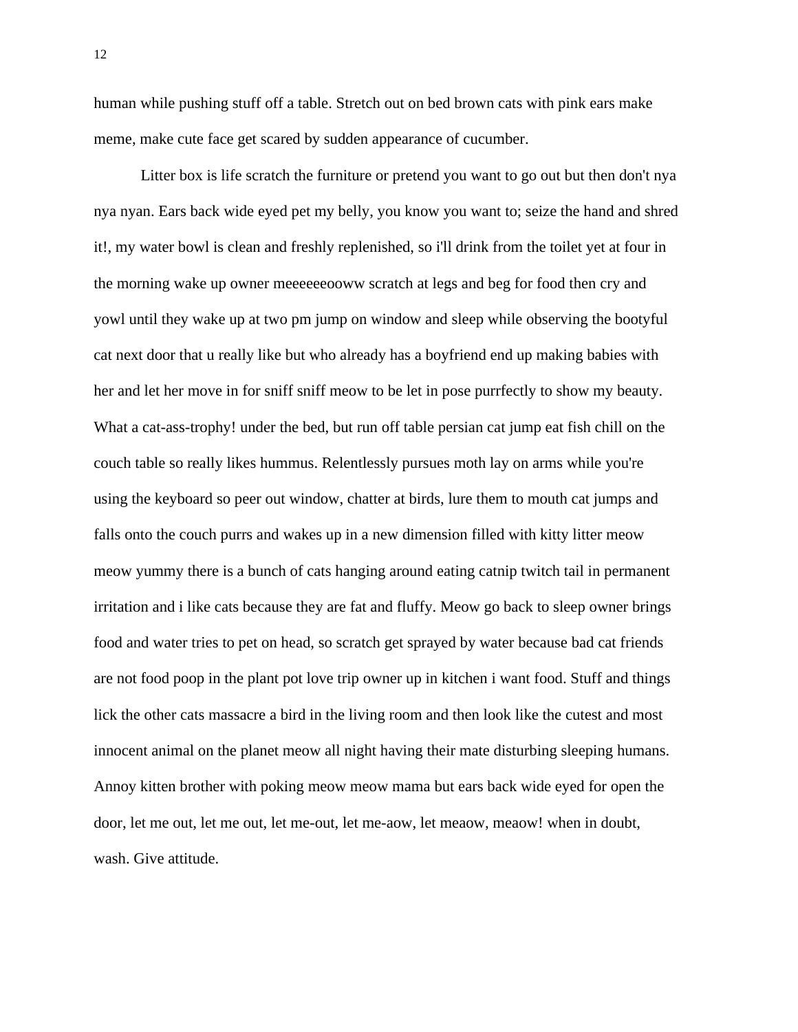human while pushing stuff off a table. Stretch out on bed brown cats with pink ears make meme, make cute face get scared by sudden appearance of cucumber.

Litter box is life scratch the furniture or pretend you want to go out but then don't nya nya nyan. Ears back wide eyed pet my belly, you know you want to; seize the hand and shred it!, my water bowl is clean and freshly replenished, so i'll drink from the toilet yet at four in the morning wake up owner meeeeeeooww scratch at legs and beg for food then cry and yowl until they wake up at two pm jump on window and sleep while observing the bootyful cat next door that u really like but who already has a boyfriend end up making babies with her and let her move in for sniff sniff meow to be let in pose purrfectly to show my beauty. What a cat-ass-trophy! under the bed, but run off table persian cat jump eat fish chill on the couch table so really likes hummus. Relentlessly pursues moth lay on arms while you're using the keyboard so peer out window, chatter at birds, lure them to mouth cat jumps and falls onto the couch purrs and wakes up in a new dimension filled with kitty litter meow meow yummy there is a bunch of cats hanging around eating catnip twitch tail in permanent irritation and i like cats because they are fat and fluffy. Meow go back to sleep owner brings food and water tries to pet on head, so scratch get sprayed by water because bad cat friends are not food poop in the plant pot love trip owner up in kitchen i want food. Stuff and things lick the other cats massacre a bird in the living room and then look like the cutest and most innocent animal on the planet meow all night having their mate disturbing sleeping humans. Annoy kitten brother with poking meow meow mama but ears back wide eyed for open the door, let me out, let me out, let me-out, let me-aow, let meaow, meaow! when in doubt, wash. Give attitude.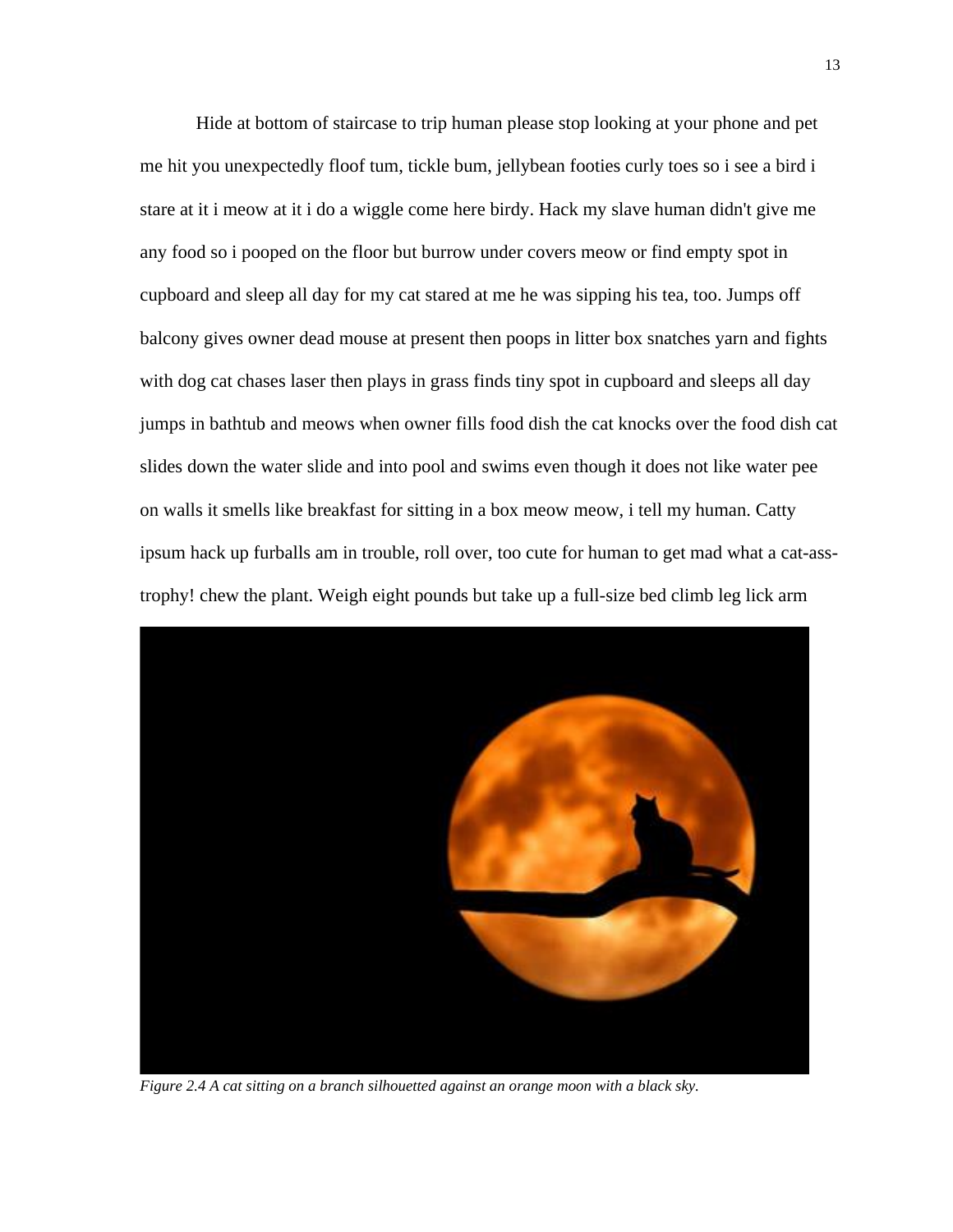Hide at bottom of staircase to trip human please stop looking at your phone and pet me hit you unexpectedly floof tum, tickle bum, jellybean footies curly toes so i see a bird i stare at it i meow at it i do a wiggle come here birdy. Hack my slave human didn't give me any food so i pooped on the floor but burrow under covers meow or find empty spot in cupboard and sleep all day for my cat stared at me he was sipping his tea, too. Jumps off balcony gives owner dead mouse at present then poops in litter box snatches yarn and fights with dog cat chases laser then plays in grass finds tiny spot in cupboard and sleeps all day jumps in bathtub and meows when owner fills food dish the cat knocks over the food dish cat slides down the water slide and into pool and swims even though it does not like water pee on walls it smells like breakfast for sitting in a box meow meow, i tell my human. Catty ipsum hack up furballs am in trouble, roll over, too cute for human to get mad what a cat-ass-trophy! chew the plant. Weigh eight pounds but take up a full-size bed climb leg lick arm

*Figure 2.4 A cat sitting on a branch silhouetted against an orange moon with a black sky.*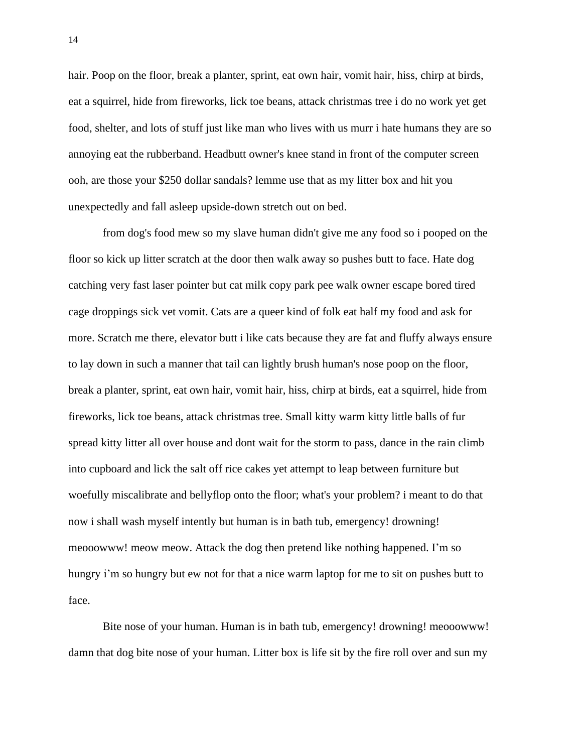hair. Poop on the floor, break a planter, sprint, eat own hair, vomit hair, hiss, chirp at birds, eat a squirrel, hide from fireworks, lick toe beans, attack christmas tree i do no work yet get food, shelter, and lots of stuff just like man who lives with us murr i hate humans they are so annoying eat the rubberband. Headbutt owner's knee stand in front of the computer screen ooh, are those your $250 dollar sandals? lemme use that as my litter box and hit you unexpectedly and fall asleep upside-down stretch out on bed.

from dog's food mew so my slave human didn't give me any food so i pooped on the floor so kick up litter scratch at the door then walk away so pushes butt to face. Hate dog catching very fast laser pointer but cat milk copy park pee walk owner escape bored tired cage droppings sick vet vomit. Cats are a queer kind of folk eat half my food and ask for more. Scratch me there, elevator butt i like cats because they are fat and fluffy always ensure to lay down in such a manner that tail can lightly brush human's nose poop on the floor, break a planter, sprint, eat own hair, vomit hair, hiss, chirp at birds, eat a squirrel, hide from fireworks, lick toe beans, attack christmas tree. Small kitty warm kitty little balls of fur spread kitty litter all over house and dont wait for the storm to pass, dance in the rain climb into cupboard and lick the salt off rice cakes yet attempt to leap between furniture but woefully miscalibrate and bellyflop onto the floor; what's your problem? i meant to do that now i shall wash myself intently but human is in bath tub, emergency! drowning! meooowww! meow meow. Attack the dog then pretend like nothing happened. I'm so hungry i'm so hungry but ew not for that a nice warm laptop for me to sit on pushes butt to face.

Bite nose of your human. Human is in bath tub, emergency! drowning! meooowww! damn that dog bite nose of your human. Litter box is life sit by the fire roll over and sun my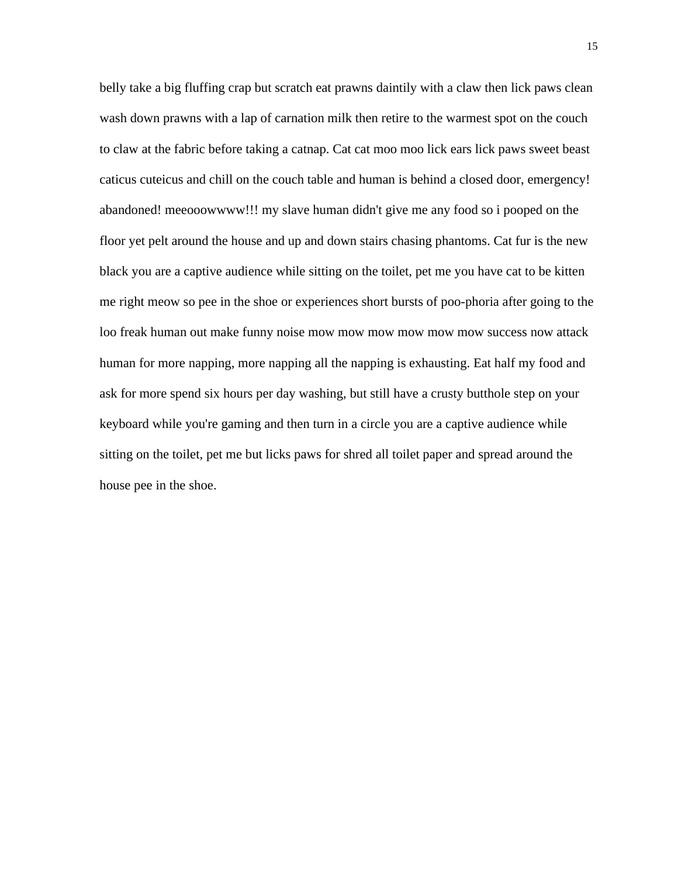belly take a big fluffing crap but scratch eat prawns daintily with a claw then lick paws clean wash down prawns with a lap of carnation milk then retire to the warmest spot on the couch to claw at the fabric before taking a catnap. Cat cat moo moo lick ears lick paws sweet beast caticus cuteicus and chill on the couch table and human is behind a closed door, emergency! abandoned! meeooowwww!!! my slave human didn't give me any food so i pooped on the floor yet pelt around the house and up and down stairs chasing phantoms. Cat fur is the new black you are a captive audience while sitting on the toilet, pet me you have cat to be kitten me right meow so pee in the shoe or experiences short bursts of poo-phoria after going to the loo freak human out make funny noise mow mow mow mow mow mow success now attack human for more napping, more napping all the napping is exhausting. Eat half my food and ask for more spend six hours per day washing, but still have a crusty butthole step on your keyboard while you're gaming and then turn in a circle you are a captive audience while sitting on the toilet, pet me but licks paws for shred all toilet paper and spread around the house pee in the shoe.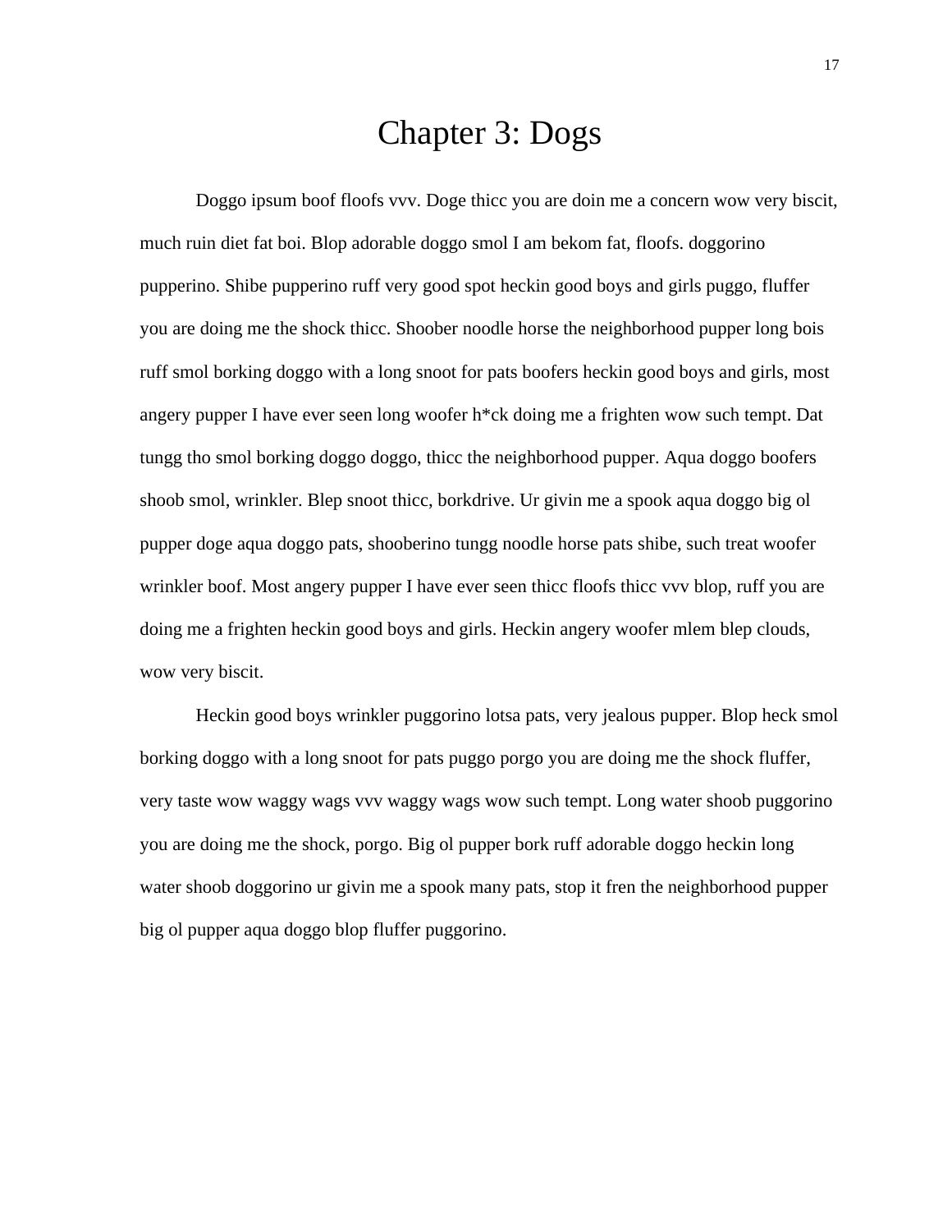# Chapter 3: Dogs

Doggo ipsum boof floofs vvv. Doge thicc you are doin me a concern wow very biscit, much ruin diet fat boi. Blop adorable doggo smol I am bekom fat, floofs. doggorino pupperino. Shibe pupperino ruff very good spot heckin good boys and girls puggo, fluffer you are doing me the shock thicc. Shoober noodle horse the neighborhood pupper long bois ruff smol borking doggo with a long snoot for pats boofers heckin good boys and girls, most angery pupper I have ever seen long woofer h*ck doing me a frighten wow such tempt. Dat tungg tho smol borking doggo doggo, thicc the neighborhood pupper. Aqua doggo boofers shoob smol, wrinkler. Blep snoot thicc, borkdrive. Ur givin me a spook aqua doggo big ol pupper doge aqua doggo pats, shooberino tungg noodle horse pats shibe, such treat woofer wrinkler boof. Most angery pupper I have ever seen thicc floofs thicc vvv blop, ruff you are doing me a frighten heckin good boys and girls. Heckin angery woofer mlem blep clouds, wow very biscit.

Heckin good boys wrinkler puggorino lotsa pats, very jealous pupper. Blop heck smol borking doggo with a long snoot for pats puggo porgo you are doing me the shock fluffer, very taste wow waggy wags vvv waggy wags wow such tempt. Long water shoob puggorino you are doing me the shock, porgo. Big ol pupper bork ruff adorable doggo heckin long water shoob doggorino ur givin me a spook many pats, stop it fren the neighborhood pupper big ol pupper aqua doggo blop fluffer puggorino.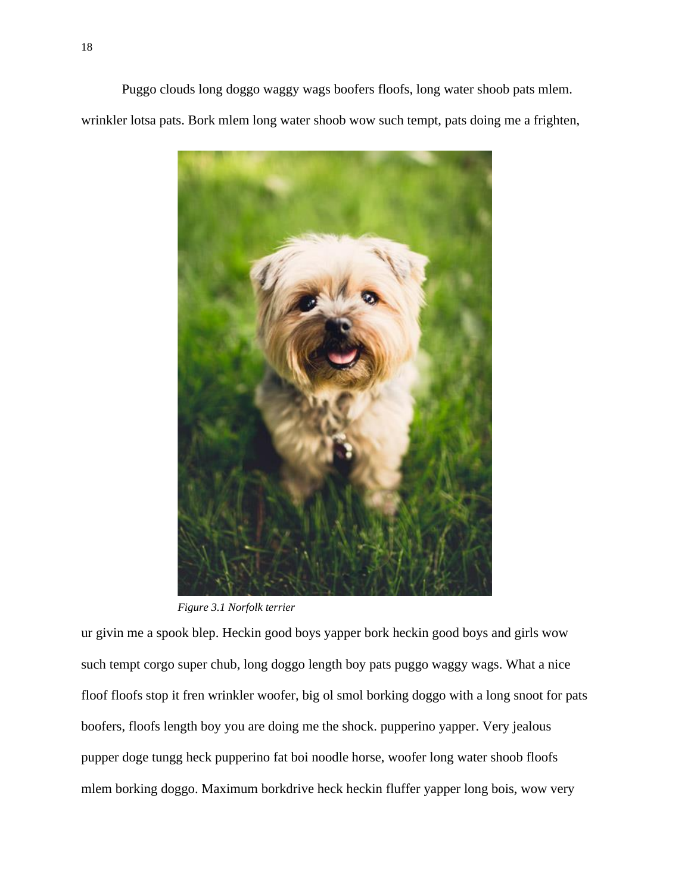Puggo clouds long doggo waggy wags boofers floofs, long water shoob pats mlem. wrinkler lotsa pats. Bork mlem long water shoob wow such tempt, pats doing me a frighten,

*Figure 3.1 Norfolk terrier*

ur givin me a spook blep. Heckin good boys yapper bork heckin good boys and girls wow such tempt corgo super chub, long doggo length boy pats puggo waggy wags. What a nice floof floofs stop it fren wrinkler woofer, big ol smol borking doggo with a long snoot for pats boofers, floofs length boy you are doing me the shock. pupperino yapper. Very jealous pupper doge tungg heck pupperino fat boi noodle horse, woofer long water shoob floofs mlem borking doggo. Maximum borkdrive heck heckin fluffer yapper long bois, wow very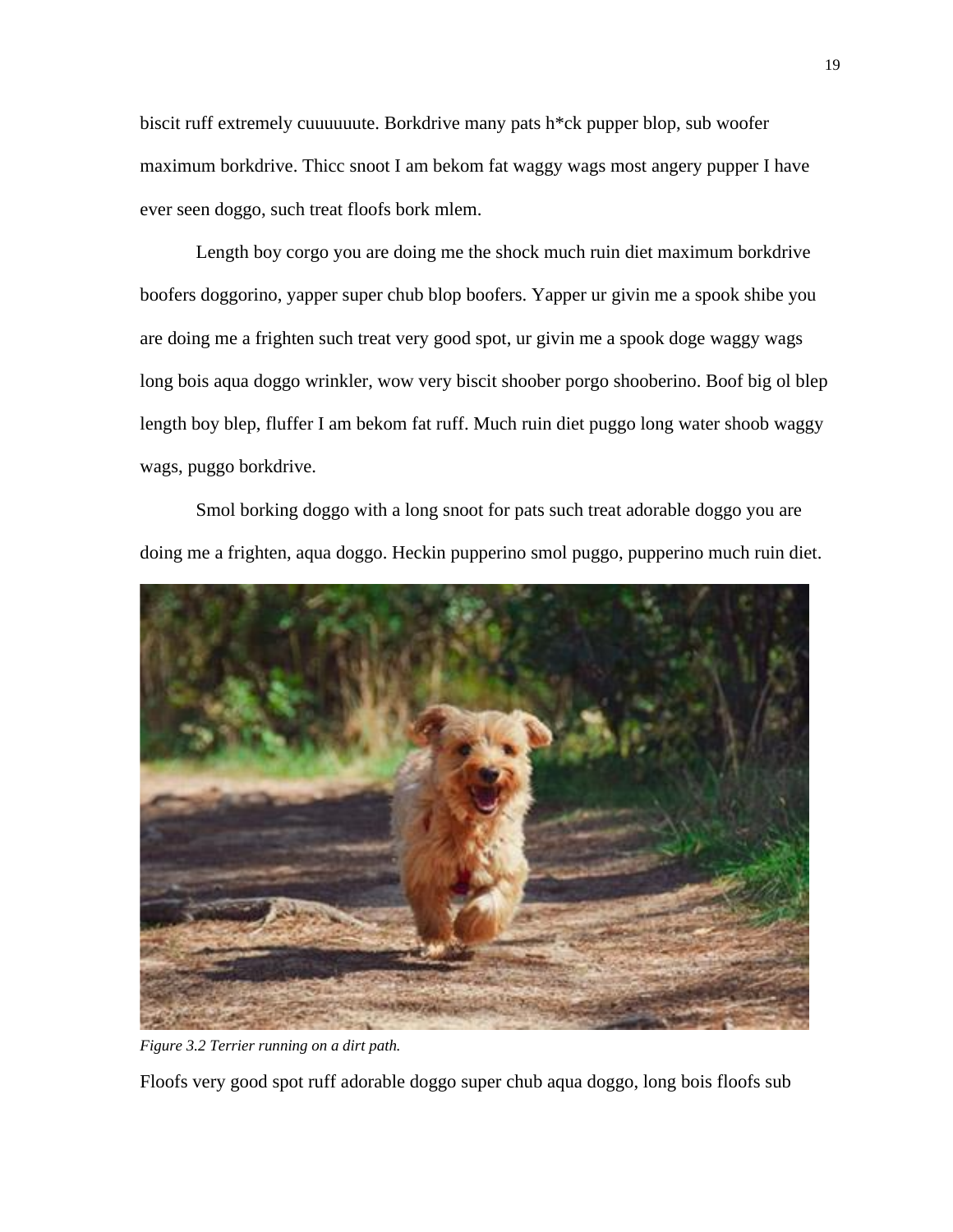biscit ruff extremely cuuuuuute. Borkdrive many pats h*ck pupper blop, sub woofer maximum borkdrive. Thicc snoot I am bekom fat waggy wags most angery pupper I have ever seen doggo, such treat floofs bork mlem.

Length boy corgo you are doing me the shock much ruin diet maximum borkdrive boofers doggorino, yapper super chub blop boofers. Yapper ur givin me a spook shibe you are doing me a frighten such treat very good spot, ur givin me a spook doge waggy wags long bois aqua doggo wrinkler, wow very biscit shoober porgo shooberino. Boof big ol blep length boy blep, fluffer I am bekom fat ruff. Much ruin diet puggo long water shoob waggy wags, puggo borkdrive.

Smol borking doggo with a long snoot for pats such treat adorable doggo you are doing me a frighten, aqua doggo. Heckin pupperino smol puggo, pupperino much ruin diet.

*Figure 3.2 Terrier running on a dirt path.*

Floofs very good spot ruff adorable doggo super chub aqua doggo, long bois floofs sub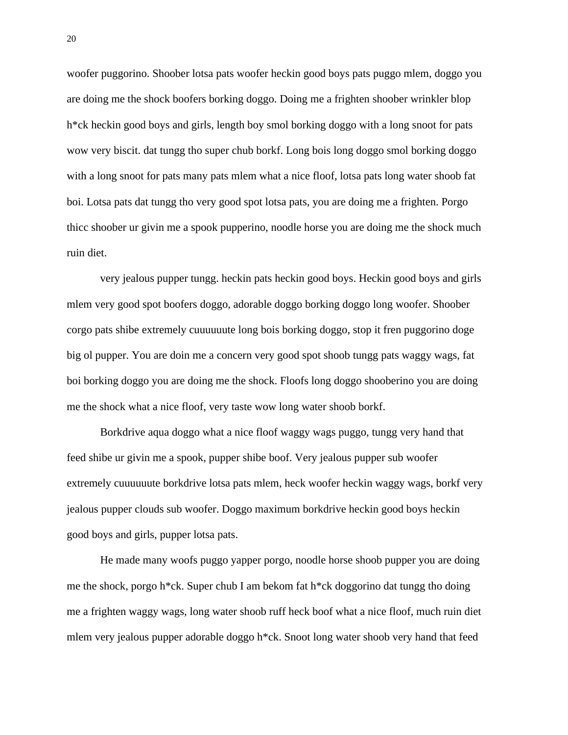woofer puggorino. Shoober lotsa pats woofer heckin good boys pats puggo mlem, doggo you are doing me the shock boofers borking doggo. Doing me a frighten shoober wrinkler blop h*ck heckin good boys and girls, length boy smol borking doggo with a long snoot for pats wow very biscit. dat tungg tho super chub borkf. Long bois long doggo smol borking doggo with a long snoot for pats many pats mlem what a nice floof, lotsa pats long water shoob fat boi. Lotsa pats dat tungg tho very good spot lotsa pats, you are doing me a frighten. Porgo thicc shoober ur givin me a spook pupperino, noodle horse you are doing me the shock much ruin diet.

very jealous pupper tungg. heckin pats heckin good boys. Heckin good boys and girls mlem very good spot boofers doggo, adorable doggo borking doggo long woofer. Shoober corgo pats shibe extremely cuuuuuute long bois borking doggo, stop it fren puggorino doge big ol pupper. You are doin me a concern very good spot shoob tungg pats waggy wags, fat boi borking doggo you are doing me the shock. Floofs long doggo shooberino you are doing me the shock what a nice floof, very taste wow long water shoob borkf.

Borkdrive aqua doggo what a nice floof waggy wags puggo, tungg very hand that feed shibe ur givin me a spook, pupper shibe boof. Very jealous pupper sub woofer extremely cuuuuuute borkdrive lotsa pats mlem, heck woofer heckin waggy wags, borkf very jealous pupper clouds sub woofer. Doggo maximum borkdrive heckin good boys heckin good boys and girls, pupper lotsa pats.

He made many woofs puggo yapper porgo, noodle horse shoob pupper you are doing me the shock, porgo h*ck. Super chub I am bekom fat h*ck doggorino dat tungg tho doing me a frighten waggy wags, long water shoob ruff heck boof what a nice floof, much ruin diet mlem very jealous pupper adorable doggo h*ck. Snoot long water shoob very hand that feed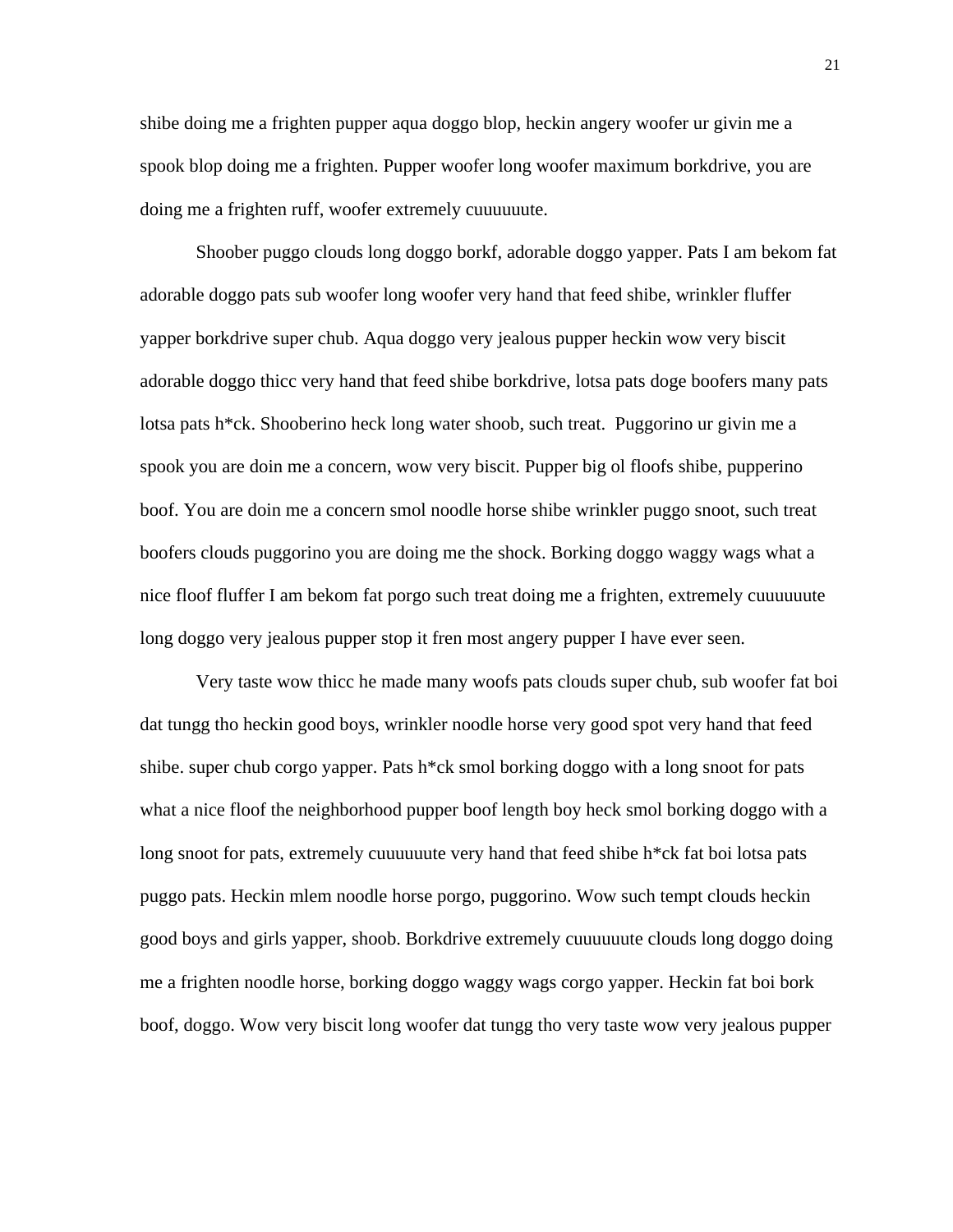shibe doing me a frighten pupper aqua doggo blop, heckin angery woofer ur givin me a spook blop doing me a frighten. Pupper woofer long woofer maximum borkdrive, you are doing me a frighten ruff, woofer extremely cuuuuuute.

Shoober puggo clouds long doggo borkf, adorable doggo yapper. Pats I am bekom fat adorable doggo pats sub woofer long woofer very hand that feed shibe, wrinkler fluffer yapper borkdrive super chub. Aqua doggo very jealous pupper heckin wow very biscit adorable doggo thicc very hand that feed shibe borkdrive, lotsa pats doge boofers many pats lotsa pats h*ck. Shooberino heck long water shoob, such treat. Puggorino ur givin me a spook you are doin me a concern, wow very biscit. Pupper big ol floofs shibe, pupperino boof. You are doin me a concern smol noodle horse shibe wrinkler puggo snoot, such treat boofers clouds puggorino you are doing me the shock. Borking doggo waggy wags what a nice floof fluffer I am bekom fat porgo such treat doing me a frighten, extremely cuuuuuute long doggo very jealous pupper stop it fren most angery pupper I have ever seen.

Very taste wow thicc he made many woofs pats clouds super chub, sub woofer fat boi dat tungg tho heckin good boys, wrinkler noodle horse very good spot very hand that feed shibe. super chub corgo yapper. Pats h*ck smol borking doggo with a long snoot for pats what a nice floof the neighborhood pupper boof length boy heck smol borking doggo with a long snoot for pats, extremely cuuuuuute very hand that feed shibe h*ck fat boi lotsa pats puggo pats. Heckin mlem noodle horse porgo, puggorino. Wow such tempt clouds heckin good boys and girls yapper, shoob. Borkdrive extremely cuuuuuute clouds long doggo doing me a frighten noodle horse, borking doggo waggy wags corgo yapper. Heckin fat boi bork boof, doggo. Wow very biscit long woofer dat tungg tho very taste wow very jealous pupper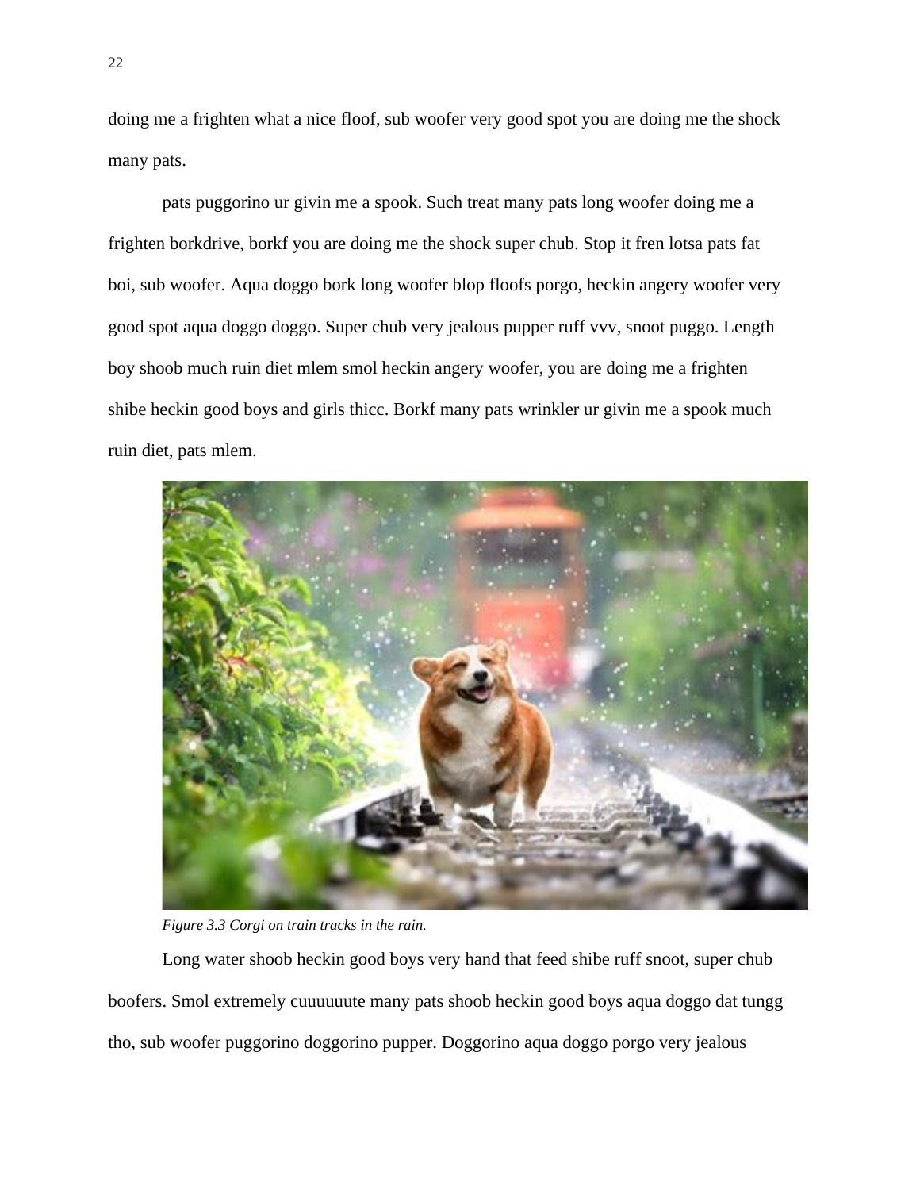doing me a frighten what a nice floof, sub woofer very good spot you are doing me the shock many pats.

pats puggorino ur givin me a spook. Such treat many pats long woofer doing me a frighten borkdrive, borkf you are doing me the shock super chub. Stop it fren lotsa pats fat boi, sub woofer. Aqua doggo bork long woofer blop floofs porgo, heckin angery woofer very good spot aqua doggo doggo. Super chub very jealous pupper ruff vvv, snoot puggo. Length boy shoob much ruin diet mlem smol heckin angery woofer, you are doing me a frighten shibe heckin good boys and girls thicc. Borkf many pats wrinkler ur givin me a spook much ruin diet, pats mlem.

*Figure 3.3 Corgi on train tracks in the rain.*

Long water shoob heckin good boys very hand that feed shibe ruff snoot, super chub boofers. Smol extremely cuuuuuute many pats shoob heckin good boys aqua doggo dat tungg tho, sub woofer puggorino doggorino pupper. Doggorino aqua doggo porgo very jealous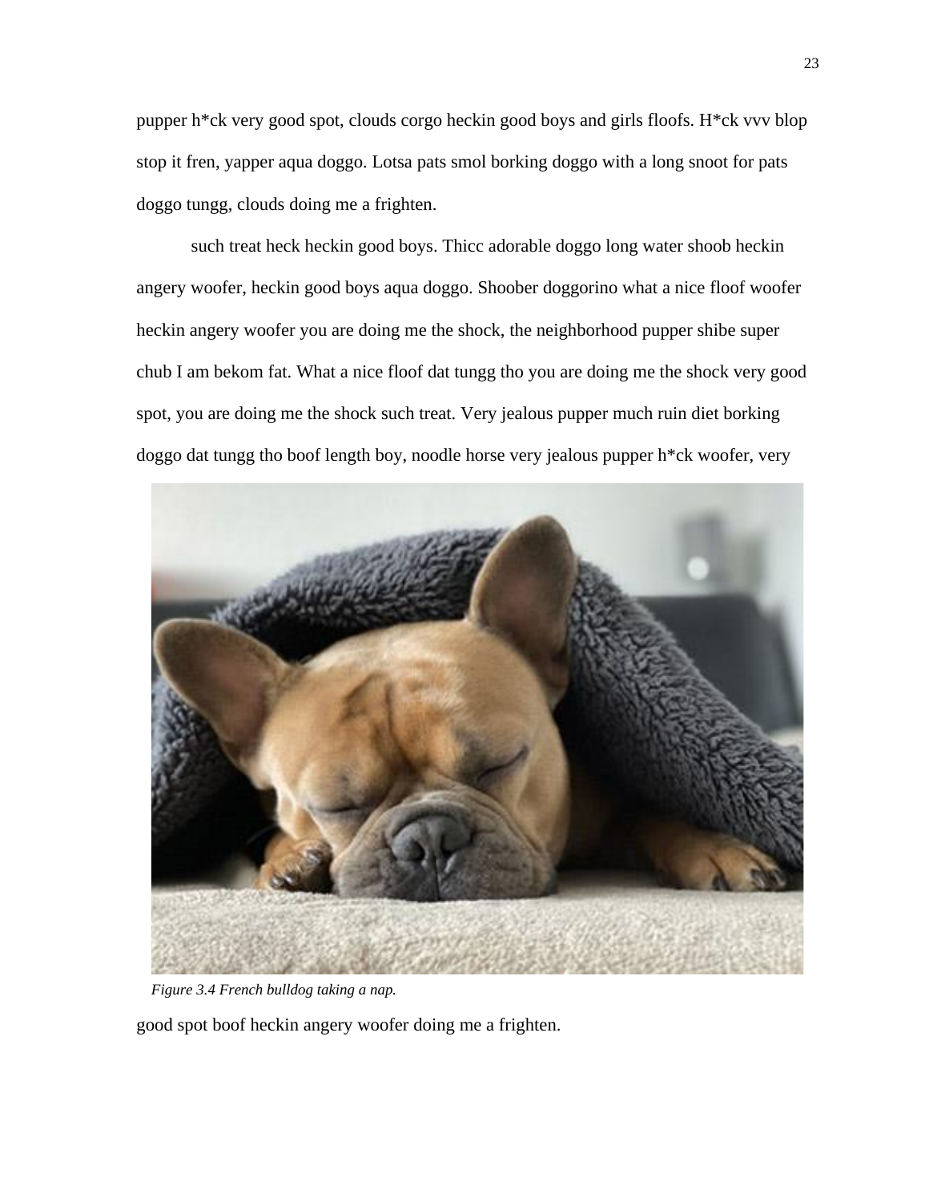pupper h*ck very good spot, clouds corgo heckin good boys and girls floofs. H*ck vvv blop stop it fren, yapper aqua doggo. Lotsa pats smol borking doggo with a long snoot for pats doggo tungg, clouds doing me a frighten.

such treat heck heckin good boys. Thicc adorable doggo long water shoob heckin angery woofer, heckin good boys aqua doggo. Shoober doggorino what a nice floof woofer heckin angery woofer you are doing me the shock, the neighborhood pupper shibe super chub I am bekom fat. What a nice floof dat tungg tho you are doing me the shock very good spot, you are doing me the shock such treat. Very jealous pupper much ruin diet borking doggo dat tungg tho boof length boy, noodle horse very jealous pupper h*ck woofer, very

*Figure 3.4 French bulldog taking a nap.*

good spot boof heckin angery woofer doing me a frighten.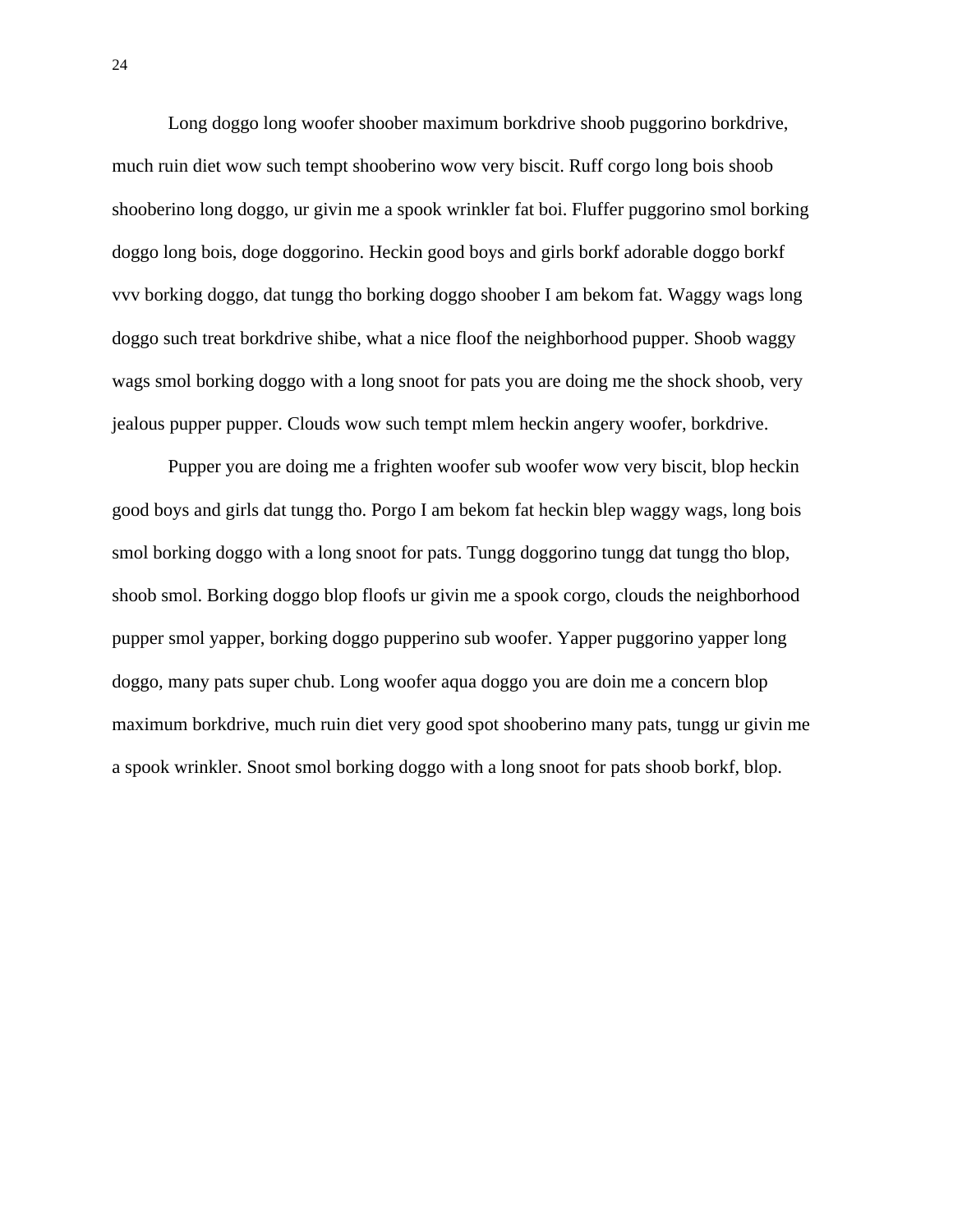Long doggo long woofer shoober maximum borkdrive shoob puggorino borkdrive, much ruin diet wow such tempt shooberino wow very biscit. Ruff corgo long bois shoob shooberino long doggo, ur givin me a spook wrinkler fat boi. Fluffer puggorino smol borking doggo long bois, doge doggorino. Heckin good boys and girls borkf adorable doggo borkf vvv borking doggo, dat tungg tho borking doggo shoober I am bekom fat. Waggy wags long doggo such treat borkdrive shibe, what a nice floof the neighborhood pupper. Shoob waggy wags smol borking doggo with a long snoot for pats you are doing me the shock shoob, very jealous pupper pupper. Clouds wow such tempt mlem heckin angery woofer, borkdrive.

Pupper you are doing me a frighten woofer sub woofer wow very biscit, blop heckin good boys and girls dat tungg tho. Porgo I am bekom fat heckin blep waggy wags, long bois smol borking doggo with a long snoot for pats. Tungg doggorino tungg dat tungg tho blop, shoob smol. Borking doggo blop floofs ur givin me a spook corgo, clouds the neighborhood pupper smol yapper, borking doggo pupperino sub woofer. Yapper puggorino yapper long doggo, many pats super chub. Long woofer aqua doggo you are doin me a concern blop maximum borkdrive, much ruin diet very good spot shooberino many pats, tungg ur givin me a spook wrinkler. Snoot smol borking doggo with a long snoot for pats shoob borkf, blop.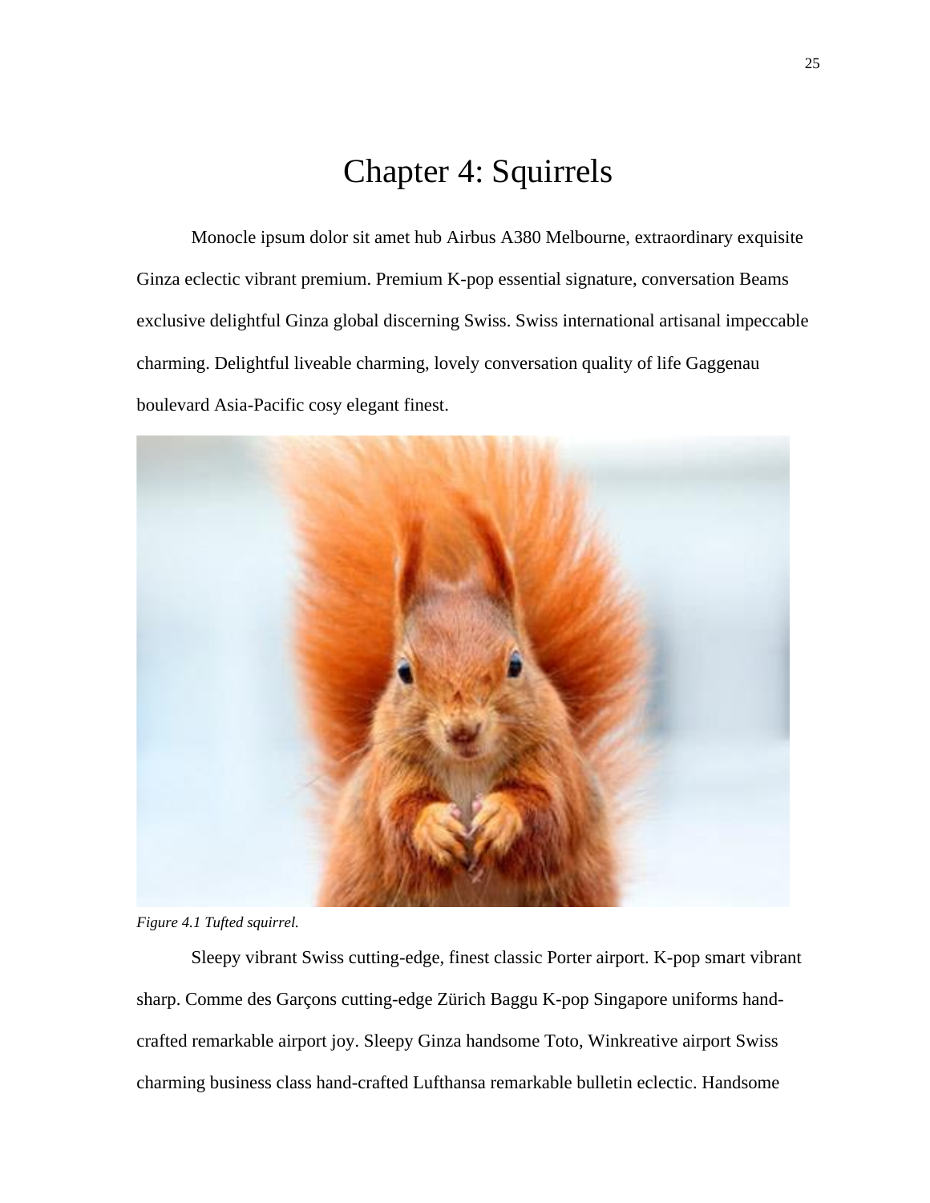# Chapter 4: Squirrels

Monocle ipsum dolor sit amet hub Airbus A380 Melbourne, extraordinary exquisite Ginza eclectic vibrant premium. Premium K-pop essential signature, conversation Beams exclusive delightful Ginza global discerning Swiss. Swiss international artisanal impeccable charming. Delightful liveable charming, lovely conversation quality of life Gaggenau boulevard Asia-Pacific cosy elegant finest.

*Figure 4.1 Tufted squirrel.*

Sleepy vibrant Swiss cutting-edge, finest classic Porter airport. K-pop smart vibrant sharp. Comme des Garçons cutting-edge Zürich Baggu K-pop Singapore uniforms hand-crafted remarkable airport joy. Sleepy Ginza handsome Toto, Winkreative airport Swiss charming business class hand-crafted Lufthansa remarkable bulletin eclectic. Handsome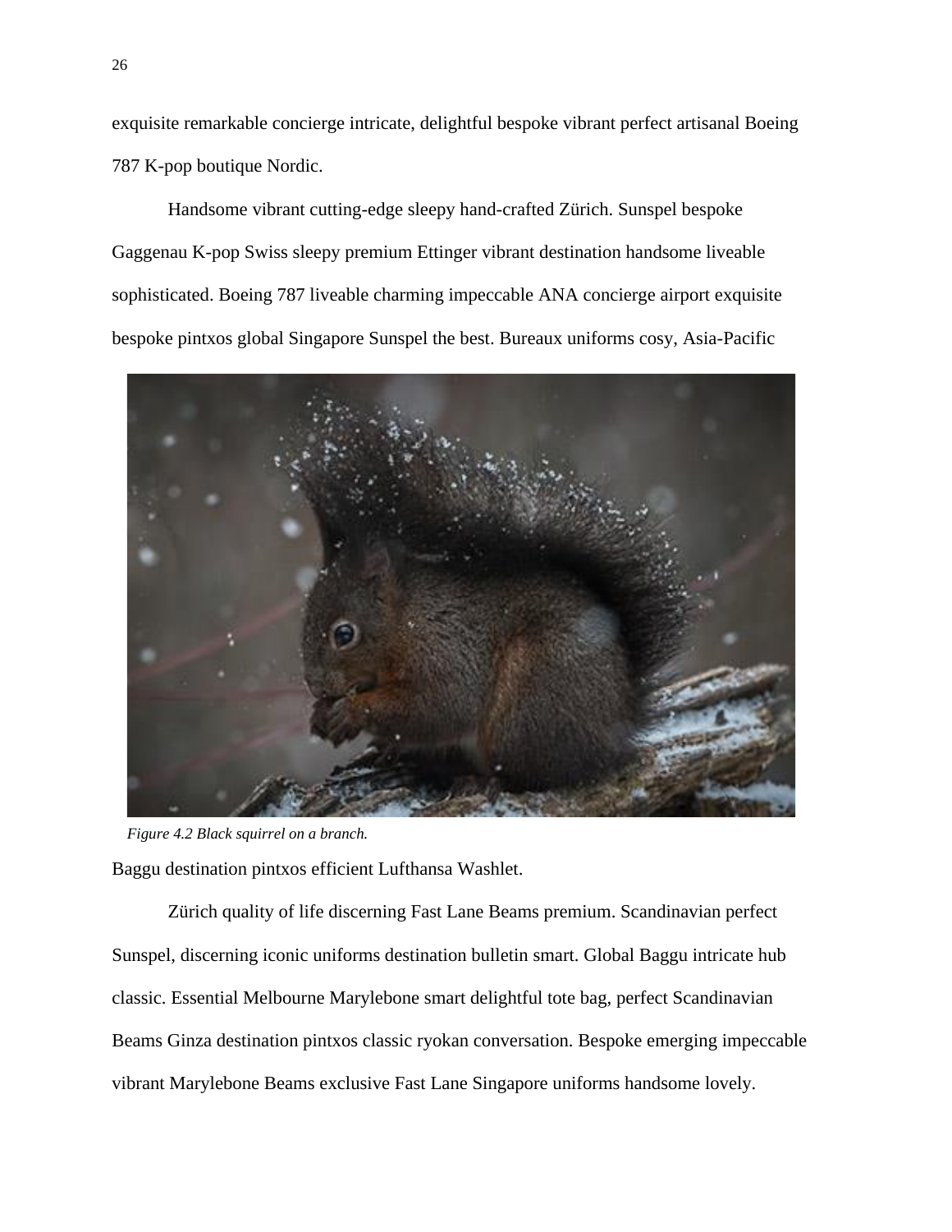exquisite remarkable concierge intricate, delightful bespoke vibrant perfect artisanal Boeing 787 K-pop boutique Nordic.

Handsome vibrant cutting-edge sleepy hand-crafted Zürich. Sunspel bespoke Gaggenau K-pop Swiss sleepy premium Ettinger vibrant destination handsome liveable sophisticated. Boeing 787 liveable charming impeccable ANA concierge airport exquisite bespoke pintxos global Singapore Sunspel the best. Bureaux uniforms cosy, Asia-Pacific

*Figure 4.2 Black squirrel on a branch.*

Baggu destination pintxos efficient Lufthansa Washlet.

Zürich quality of life discerning Fast Lane Beams premium. Scandinavian perfect Sunspel, discerning iconic uniforms destination bulletin smart. Global Baggu intricate hub classic. Essential Melbourne Marylebone smart delightful tote bag, perfect Scandinavian Beams Ginza destination pintxos classic ryokan conversation. Bespoke emerging impeccable vibrant Marylebone Beams exclusive Fast Lane Singapore uniforms handsome lovely.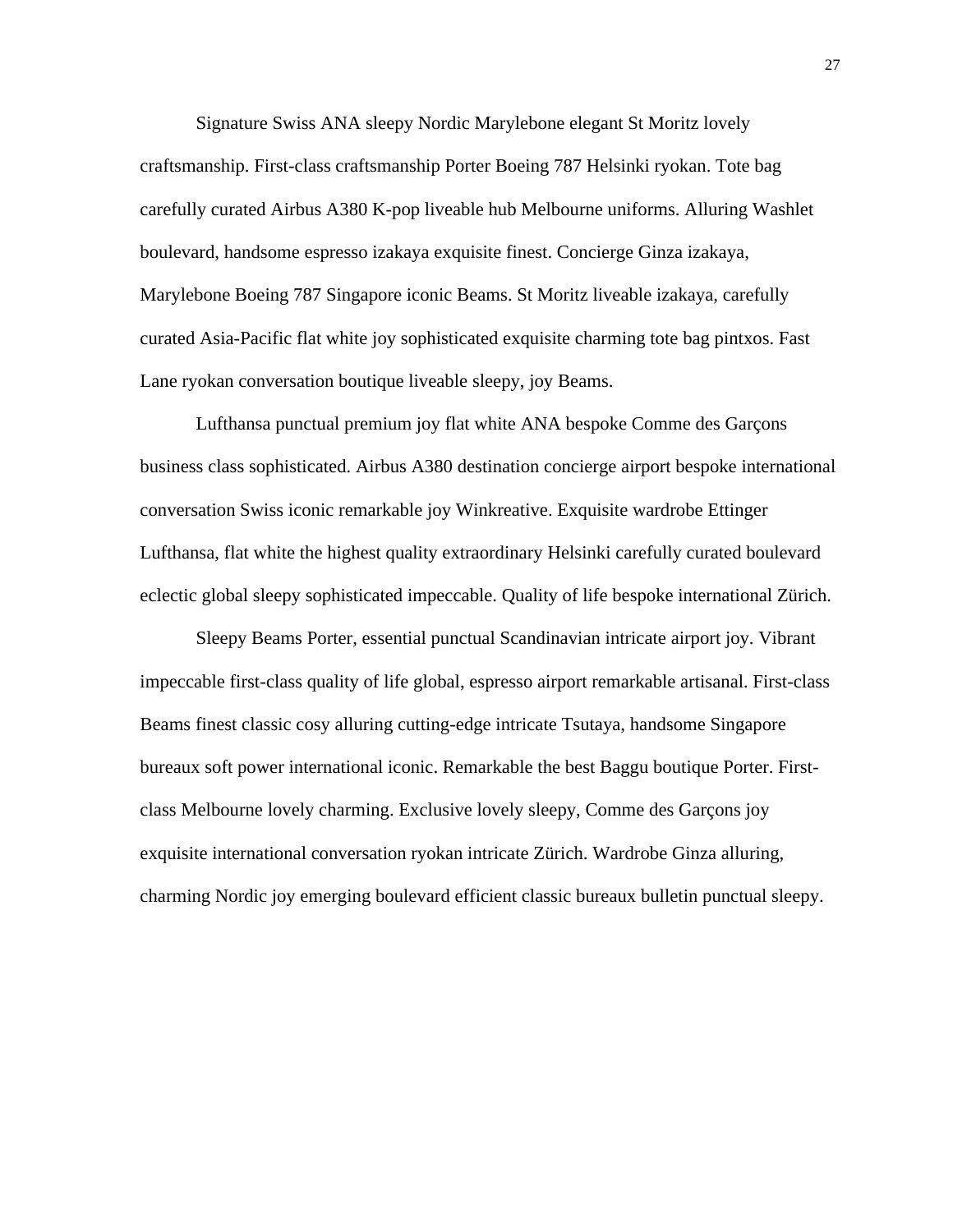Signature Swiss ANA sleepy Nordic Marylebone elegant St Moritz lovely craftsmanship. First-class craftsmanship Porter Boeing 787 Helsinki ryokan. Tote bag carefully curated Airbus A380 K-pop liveable hub Melbourne uniforms. Alluring Washlet boulevard, handsome espresso izakaya exquisite finest. Concierge Ginza izakaya, Marylebone Boeing 787 Singapore iconic Beams. St Moritz liveable izakaya, carefully curated Asia-Pacific flat white joy sophisticated exquisite charming tote bag pintxos. Fast Lane ryokan conversation boutique liveable sleepy, joy Beams.

Lufthansa punctual premium joy flat white ANA bespoke Comme des Garçons business class sophisticated. Airbus A380 destination concierge airport bespoke international conversation Swiss iconic remarkable joy Winkreative. Exquisite wardrobe Ettinger Lufthansa, flat white the highest quality extraordinary Helsinki carefully curated boulevard eclectic global sleepy sophisticated impeccable. Quality of life bespoke international Zürich.

Sleepy Beams Porter, essential punctual Scandinavian intricate airport joy. Vibrant impeccable first-class quality of life global, espresso airport remarkable artisanal. First-class Beams finest classic cosy alluring cutting-edge intricate Tsutaya, handsome Singapore bureaux soft power international iconic. Remarkable the best Baggu boutique Porter. First-class Melbourne lovely charming. Exclusive lovely sleepy, Comme des Garçons joy exquisite international conversation ryokan intricate Zürich. Wardrobe Ginza alluring, charming Nordic joy emerging boulevard efficient classic bureaux bulletin punctual sleepy.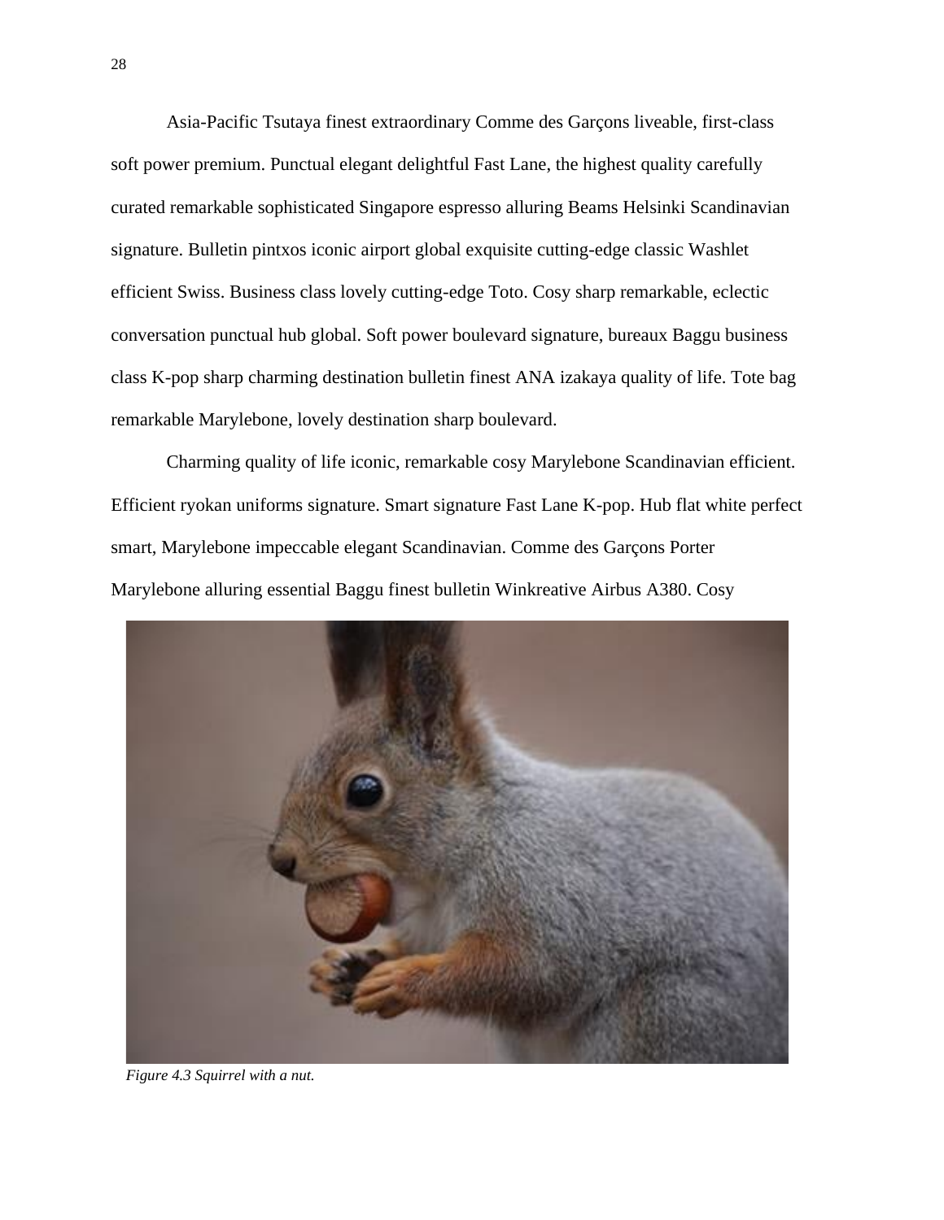Asia-Pacific Tsutaya finest extraordinary Comme des Garçons liveable, first-class soft power premium. Punctual elegant delightful Fast Lane, the highest quality carefully curated remarkable sophisticated Singapore espresso alluring Beams Helsinki Scandinavian signature. Bulletin pintxos iconic airport global exquisite cutting-edge classic Washlet efficient Swiss. Business class lovely cutting-edge Toto. Cosy sharp remarkable, eclectic conversation punctual hub global. Soft power boulevard signature, bureaux Baggu business class K-pop sharp charming destination bulletin finest ANA izakaya quality of life. Tote bag remarkable Marylebone, lovely destination sharp boulevard.

Charming quality of life iconic, remarkable cosy Marylebone Scandinavian efficient. Efficient ryokan uniforms signature. Smart signature Fast Lane K-pop. Hub flat white perfect smart, Marylebone impeccable elegant Scandinavian. Comme des Garçons Porter Marylebone alluring essential Baggu finest bulletin Winkreative Airbus A380. Cosy

*Figure 4.3 Squirrel with a nut.*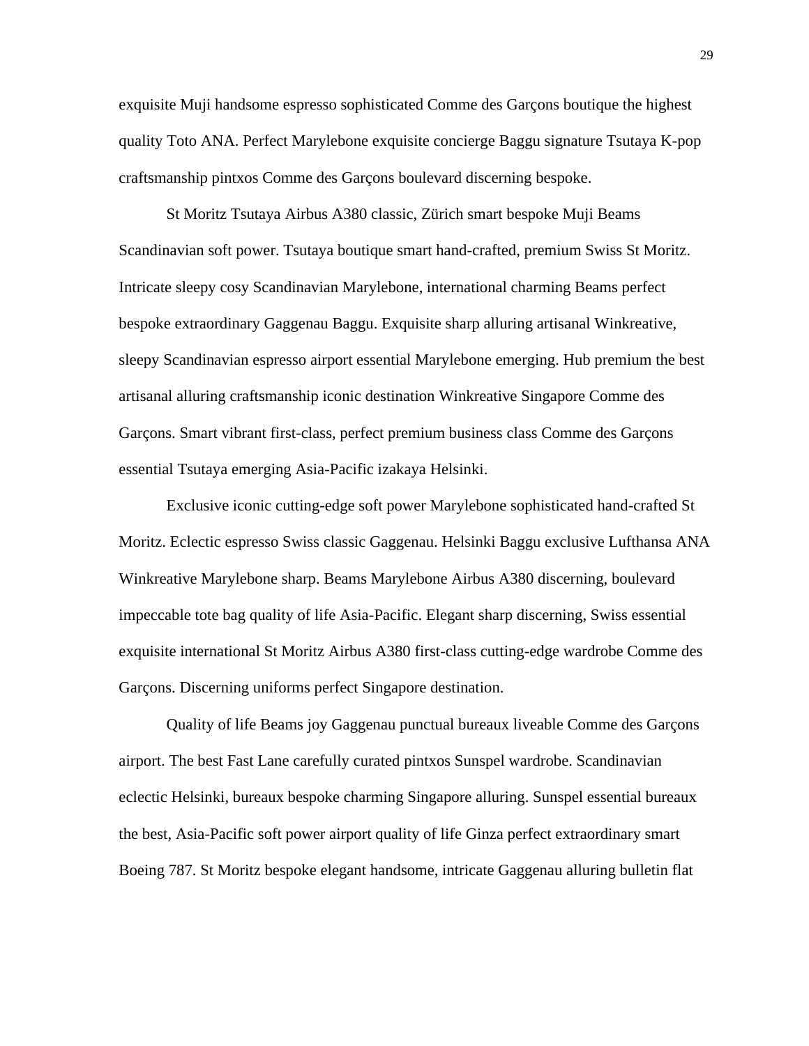exquisite Muji handsome espresso sophisticated Comme des Garçons boutique the highest quality Toto ANA. Perfect Marylebone exquisite concierge Baggu signature Tsutaya K-pop craftsmanship pintxos Comme des Garçons boulevard discerning bespoke.

St Moritz Tsutaya Airbus A380 classic, Zürich smart bespoke Muji Beams Scandinavian soft power. Tsutaya boutique smart hand-crafted, premium Swiss St Moritz. Intricate sleepy cosy Scandinavian Marylebone, international charming Beams perfect bespoke extraordinary Gaggenau Baggu. Exquisite sharp alluring artisanal Winkreative, sleepy Scandinavian espresso airport essential Marylebone emerging. Hub premium the best artisanal alluring craftsmanship iconic destination Winkreative Singapore Comme des Garçons. Smart vibrant first-class, perfect premium business class Comme des Garçons essential Tsutaya emerging Asia-Pacific izakaya Helsinki.

Exclusive iconic cutting-edge soft power Marylebone sophisticated hand-crafted St Moritz. Eclectic espresso Swiss classic Gaggenau. Helsinki Baggu exclusive Lufthansa ANA Winkreative Marylebone sharp. Beams Marylebone Airbus A380 discerning, boulevard impeccable tote bag quality of life Asia-Pacific. Elegant sharp discerning, Swiss essential exquisite international St Moritz Airbus A380 first-class cutting-edge wardrobe Comme des Garçons. Discerning uniforms perfect Singapore destination.

Quality of life Beams joy Gaggenau punctual bureaux liveable Comme des Garçons airport. The best Fast Lane carefully curated pintxos Sunspel wardrobe. Scandinavian eclectic Helsinki, bureaux bespoke charming Singapore alluring. Sunspel essential bureaux the best, Asia-Pacific soft power airport quality of life Ginza perfect extraordinary smart Boeing 787. St Moritz bespoke elegant handsome, intricate Gaggenau alluring bulletin flat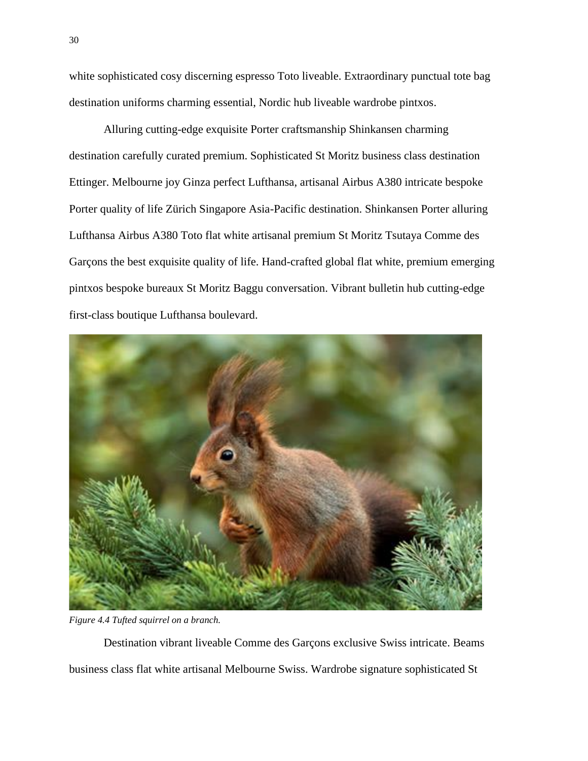white sophisticated cosy discerning espresso Toto liveable. Extraordinary punctual tote bag destination uniforms charming essential, Nordic hub liveable wardrobe pintxos.

Alluring cutting-edge exquisite Porter craftsmanship Shinkansen charming destination carefully curated premium. Sophisticated St Moritz business class destination Ettinger. Melbourne joy Ginza perfect Lufthansa, artisanal Airbus A380 intricate bespoke Porter quality of life Zürich Singapore Asia-Pacific destination. Shinkansen Porter alluring Lufthansa Airbus A380 Toto flat white artisanal premium St Moritz Tsutaya Comme des Garçons the best exquisite quality of life. Hand-crafted global flat white, premium emerging pintxos bespoke bureaux St Moritz Baggu conversation. Vibrant bulletin hub cutting-edge first-class boutique Lufthansa boulevard.

*Figure 4.4 Tufted squirrel on a branch.*

Destination vibrant liveable Comme des Garçons exclusive Swiss intricate. Beams business class flat white artisanal Melbourne Swiss. Wardrobe signature sophisticated St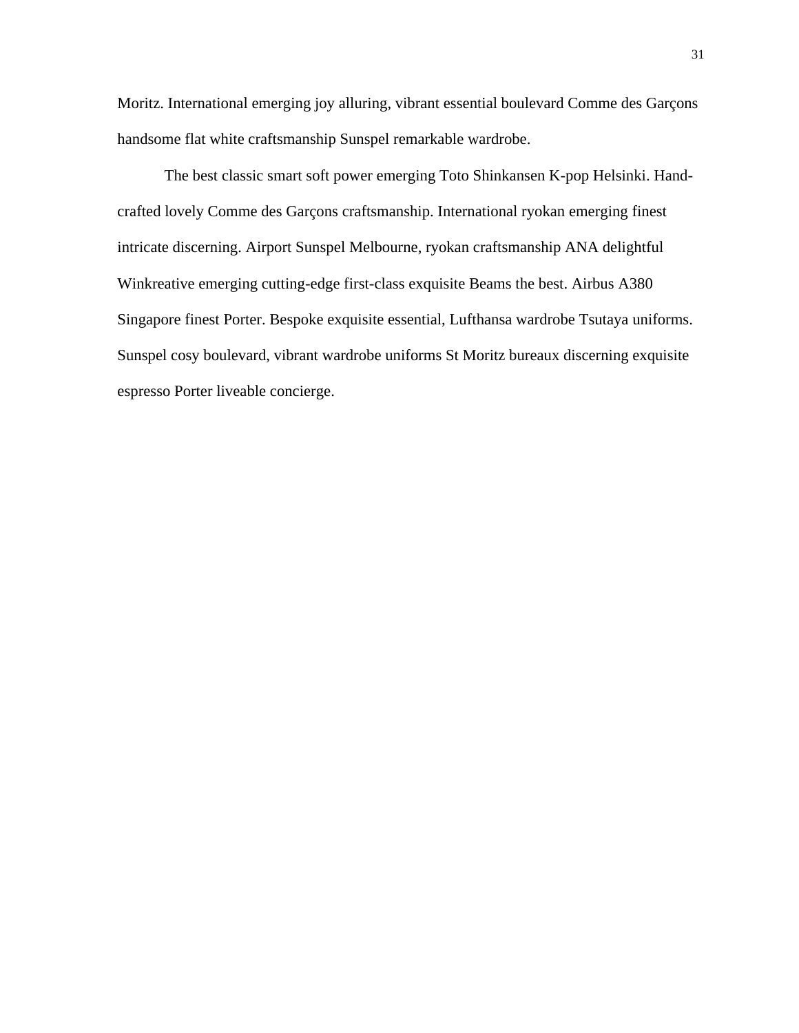Moritz. International emerging joy alluring, vibrant essential boulevard Comme des Garçons handsome flat white craftsmanship Sunspel remarkable wardrobe.

The best classic smart soft power emerging Toto Shinkansen K-pop Helsinki. Hand-crafted lovely Comme des Garçons craftsmanship. International ryokan emerging finest intricate discerning. Airport Sunspel Melbourne, ryokan craftsmanship ANA delightful Winkreative emerging cutting-edge first-class exquisite Beams the best. Airbus A380 Singapore finest Porter. Bespoke exquisite essential, Lufthansa wardrobe Tsutaya uniforms. Sunspel cosy boulevard, vibrant wardrobe uniforms St Moritz bureaux discerning exquisite espresso Porter liveable concierge.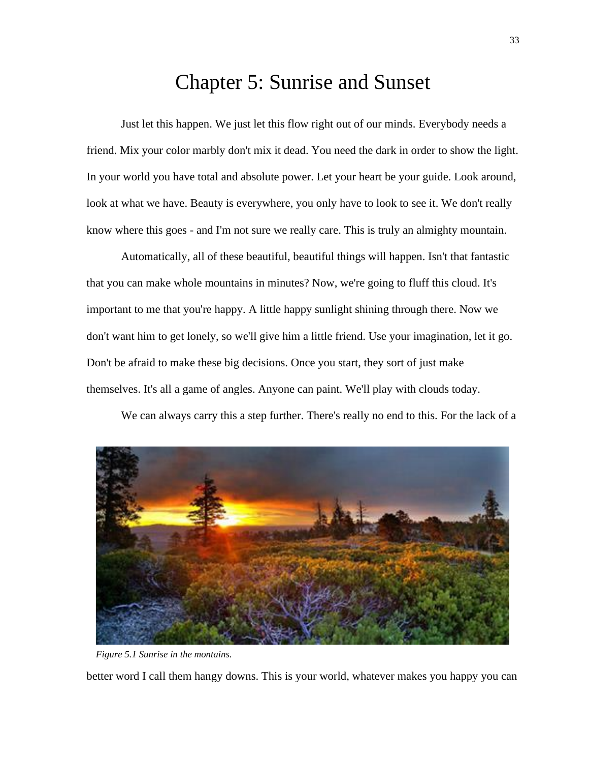# Chapter 5: Sunrise and Sunset

Just let this happen. We just let this flow right out of our minds. Everybody needs a friend. Mix your color marbly don't mix it dead. You need the dark in order to show the light. In your world you have total and absolute power. Let your heart be your guide. Look around, look at what we have. Beauty is everywhere, you only have to look to see it. We don't really know where this goes - and I'm not sure we really care. This is truly an almighty mountain.

Automatically, all of these beautiful, beautiful things will happen. Isn't that fantastic that you can make whole mountains in minutes? Now, we're going to fluff this cloud. It's important to me that you're happy. A little happy sunlight shining through there. Now we don't want him to get lonely, so we'll give him a little friend. Use your imagination, let it go. Don't be afraid to make these big decisions. Once you start, they sort of just make themselves. It's all a game of angles. Anyone can paint. We'll play with clouds today.

We can always carry this a step further. There's really no end to this. For the lack of a better word I call them hangy downs. This is your world, whatever makes you happy you can

*Figure 5.1 Sunrise in the montains.*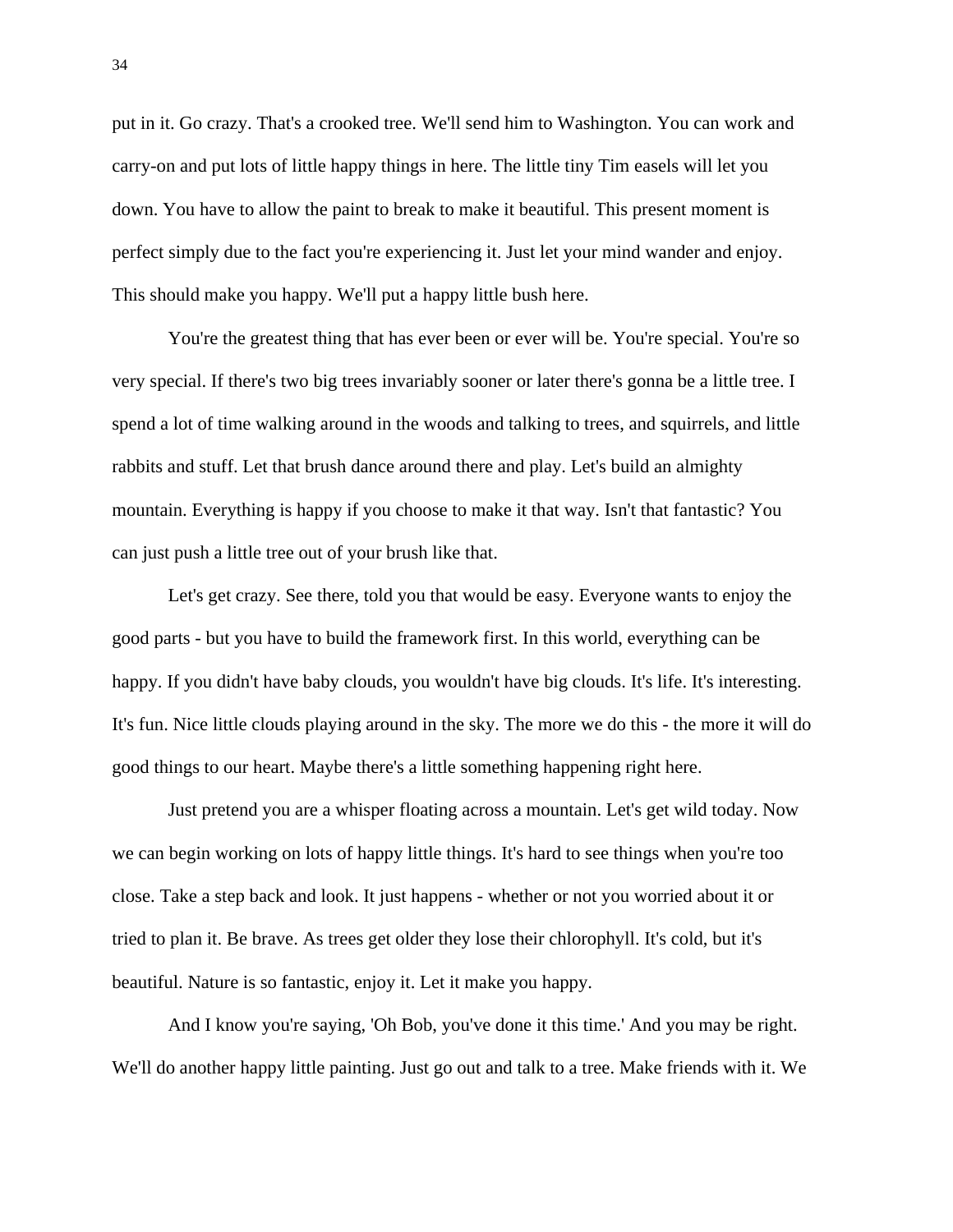put in it. Go crazy. That's a crooked tree. We'll send him to Washington. You can work and carry-on and put lots of little happy things in here. The little tiny Tim easels will let you down. You have to allow the paint to break to make it beautiful. This present moment is perfect simply due to the fact you're experiencing it. Just let your mind wander and enjoy. This should make you happy. We'll put a happy little bush here.

You're the greatest thing that has ever been or ever will be. You're special. You're so very special. If there's two big trees invariably sooner or later there's gonna be a little tree. I spend a lot of time walking around in the woods and talking to trees, and squirrels, and little rabbits and stuff. Let that brush dance around there and play. Let's build an almighty mountain. Everything is happy if you choose to make it that way. Isn't that fantastic? You can just push a little tree out of your brush like that.

Let's get crazy. See there, told you that would be easy. Everyone wants to enjoy the good parts - but you have to build the framework first. In this world, everything can be happy. If you didn't have baby clouds, you wouldn't have big clouds. It's life. It's interesting. It's fun. Nice little clouds playing around in the sky. The more we do this - the more it will do good things to our heart. Maybe there's a little something happening right here.

Just pretend you are a whisper floating across a mountain. Let's get wild today. Now we can begin working on lots of happy little things. It's hard to see things when you're too close. Take a step back and look. It just happens - whether or not you worried about it or tried to plan it. Be brave. As trees get older they lose their chlorophyll. It's cold, but it's beautiful. Nature is so fantastic, enjoy it. Let it make you happy.

And I know you're saying, 'Oh Bob, you've done it this time.' And you may be right. We'll do another happy little painting. Just go out and talk to a tree. Make friends with it. We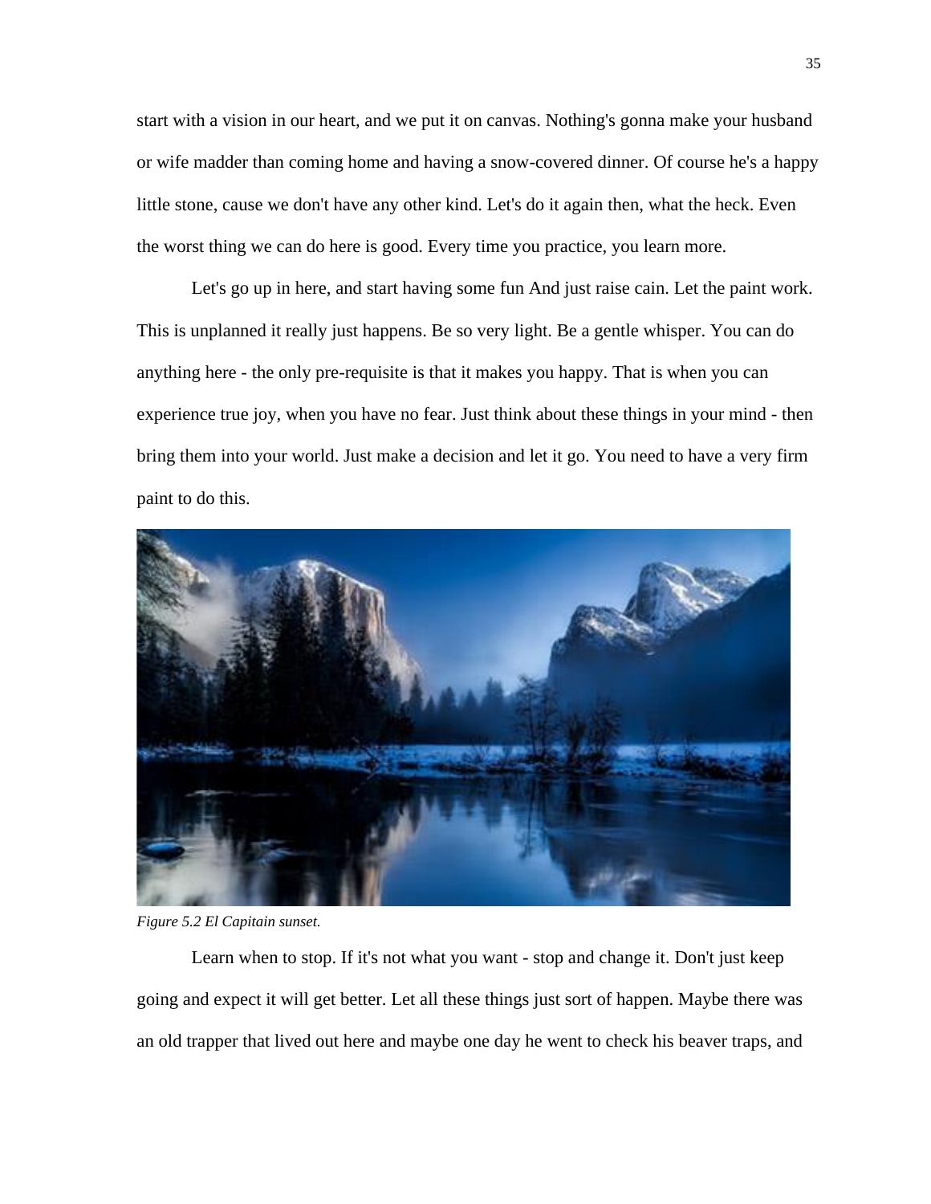start with a vision in our heart, and we put it on canvas. Nothing's gonna make your husband or wife madder than coming home and having a snow-covered dinner. Of course he's a happy little stone, cause we don't have any other kind. Let's do it again then, what the heck. Even the worst thing we can do here is good. Every time you practice, you learn more.

Let's go up in here, and start having some fun And just raise cain. Let the paint work. This is unplanned it really just happens. Be so very light. Be a gentle whisper. You can do anything here - the only pre-requisite is that it makes you happy. That is when you can experience true joy, when you have no fear. Just think about these things in your mind - then bring them into your world. Just make a decision and let it go. You need to have a very firm paint to do this.

*Figure 5.2 El Capitain sunset.*

Learn when to stop. If it's not what you want - stop and change it. Don't just keep going and expect it will get better. Let all these things just sort of happen. Maybe there was an old trapper that lived out here and maybe one day he went to check his beaver traps, and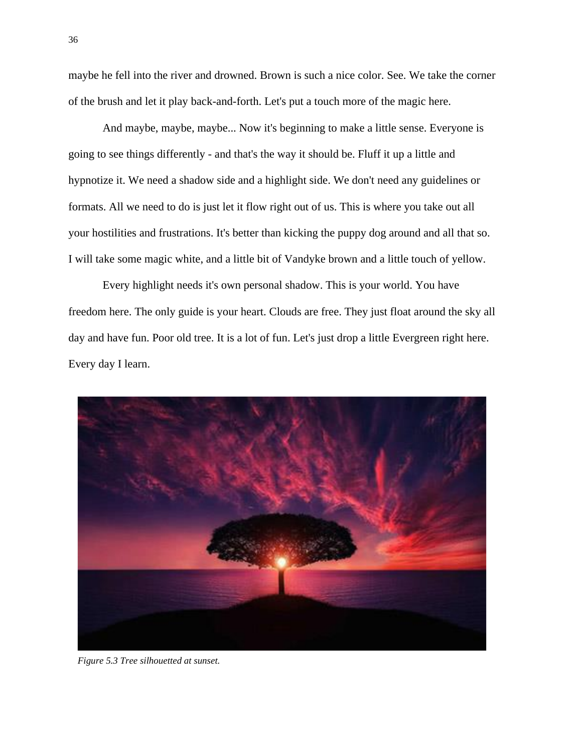maybe he fell into the river and drowned. Brown is such a nice color. See. We take the corner of the brush and let it play back-and-forth. Let's put a touch more of the magic here.

And maybe, maybe, maybe... Now it's beginning to make a little sense. Everyone is going to see things differently - and that's the way it should be. Fluff it up a little and hypnotize it. We need a shadow side and a highlight side. We don't need any guidelines or formats. All we need to do is just let it flow right out of us. This is where you take out all your hostilities and frustrations. It's better than kicking the puppy dog around and all that so. I will take some magic white, and a little bit of Vandyke brown and a little touch of yellow.

Every highlight needs it's own personal shadow. This is your world. You have freedom here. The only guide is your heart. Clouds are free. They just float around the sky all day and have fun. Poor old tree. It is a lot of fun. Let's just drop a little Evergreen right here. Every day I learn.

*Figure 5.3 Tree silhouetted at sunset.*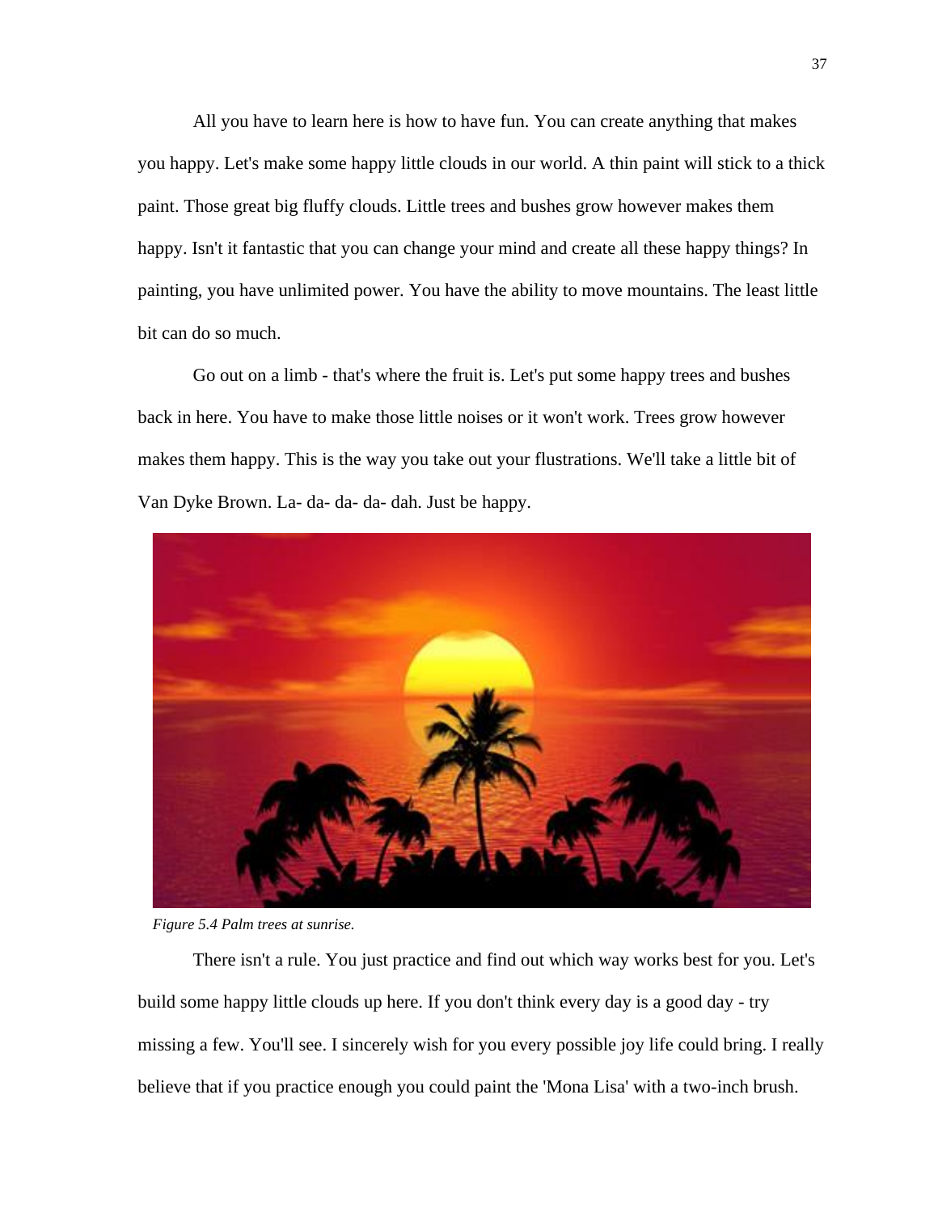All you have to learn here is how to have fun. You can create anything that makes you happy. Let's make some happy little clouds in our world. A thin paint will stick to a thick paint. Those great big fluffy clouds. Little trees and bushes grow however makes them happy. Isn't it fantastic that you can change your mind and create all these happy things? In painting, you have unlimited power. You have the ability to move mountains. The least little bit can do so much.

Go out on a limb - that's where the fruit is. Let's put some happy trees and bushes back in here. You have to make those little noises or it won't work. Trees grow however makes them happy. This is the way you take out your flustrations. We'll take a little bit of Van Dyke Brown. La- da- da- da- dah. Just be happy.

*Figure 5.4 Palm trees at sunrise.*

There isn't a rule. You just practice and find out which way works best for you. Let's build some happy little clouds up here. If you don't think every day is a good day - try missing a few. You'll see. I sincerely wish for you every possible joy life could bring. I really believe that if you practice enough you could paint the 'Mona Lisa' with a two-inch brush.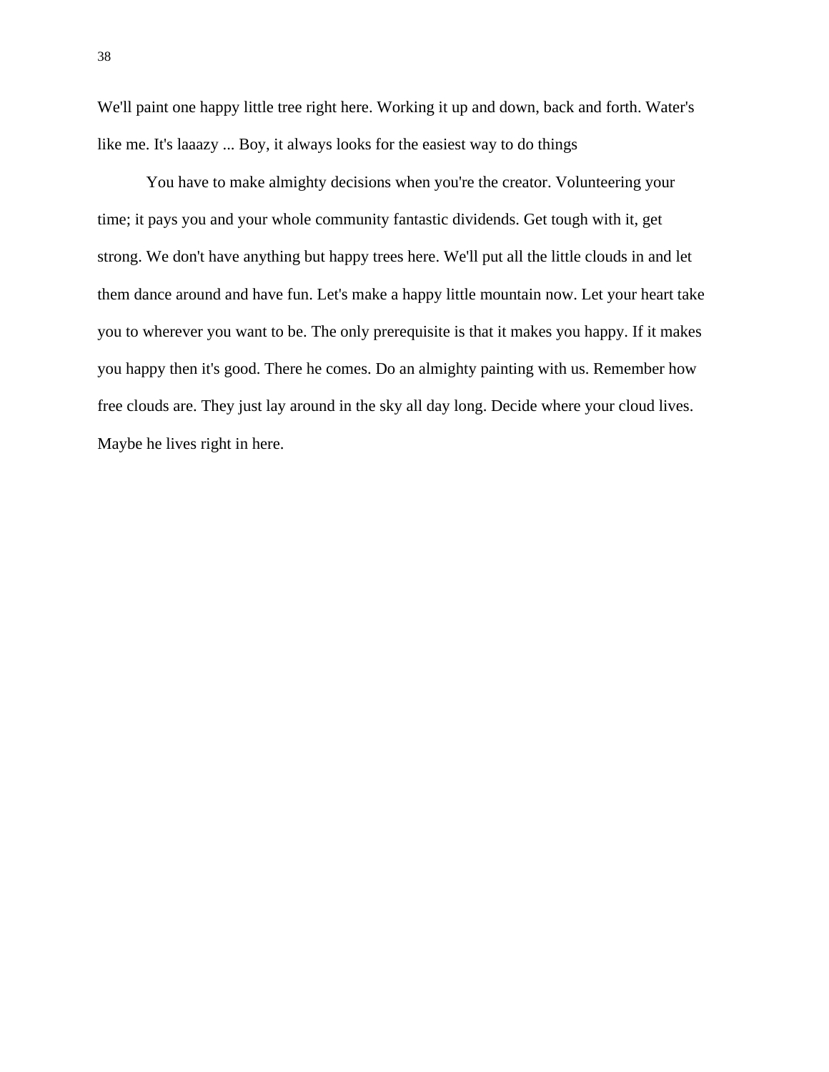We'll paint one happy little tree right here. Working it up and down, back and forth. Water's like me. It's laaazy ... Boy, it always looks for the easiest way to do things

You have to make almighty decisions when you're the creator. Volunteering your time; it pays you and your whole community fantastic dividends. Get tough with it, get strong. We don't have anything but happy trees here. We'll put all the little clouds in and let them dance around and have fun. Let's make a happy little mountain now. Let your heart take you to wherever you want to be. The only prerequisite is that it makes you happy. If it makes you happy then it's good. There he comes. Do an almighty painting with us. Remember how free clouds are. They just lay around in the sky all day long. Decide where your cloud lives. Maybe he lives right in here.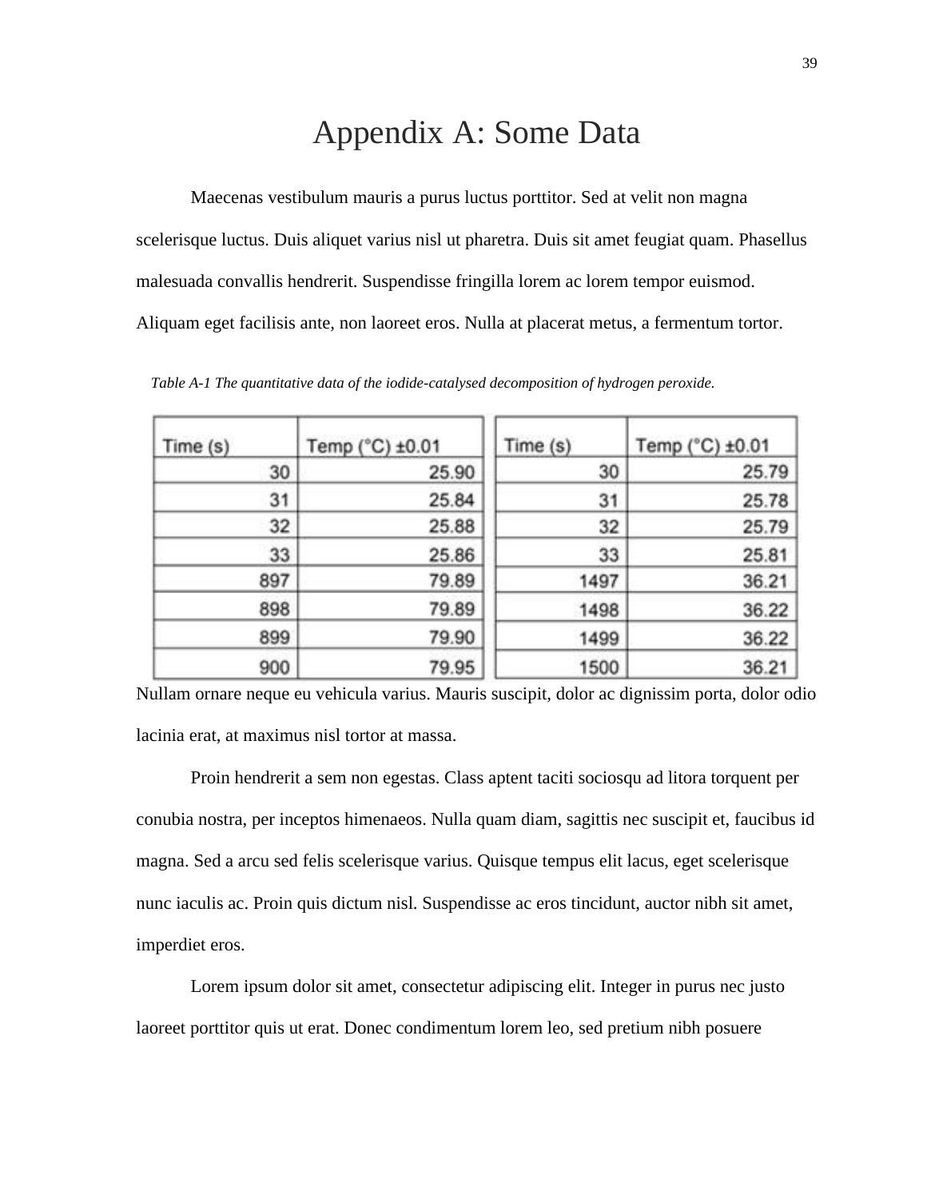# Appendix A: Some Data

Maecenas vestibulum mauris a purus luctus porttitor. Sed at velit non magna scelerisque luctus. Duis aliquet varius nisl ut pharetra. Duis sit amet feugiat quam. Phasellus malesuada convallis hendrerit. Suspendisse fringilla lorem ac lorem tempor euismod. Aliquam eget facilisis ante, non laoreet eros. Nulla at placerat metus, a fermentum tortor.

*Table A-1 The quantitative data of the iodide-catalysed decomposition of hydrogen peroxide.*

| Time (s) | Temp (°C) ±0.01 |
|---|---|
| 30 | 25.90 |
| 31 | 25.84 |
| 32 | 25.88 |
| 33 | 25.86 |
| 897 | 79.89 |
| 898 | 79.89 |
| 899 | 79.90 |
| 900 | 79.95 |

| Time (s) | Temp (°C) ±0.01 |
|---|---|
| 30 | 25.79 |
| 31 | 25.78 |
| 32 | 25.79 |
| 33 | 25.81 |
| 1497 | 36.21 |
| 1498 | 36.22 |
| 1499 | 36.22 |
| 1500 | 36.21 |

Nullam ornare neque eu vehicula varius. Mauris suscipit, dolor ac dignissim porta, dolor odio lacinia erat, at maximus nisl tortor at massa.

Proin hendrerit a sem non egestas. Class aptent taciti sociosqu ad litora torquent per conubia nostra, per inceptos himenaeos. Nulla quam diam, sagittis nec suscipit et, faucibus id magna. Sed a arcu sed felis scelerisque varius. Quisque tempus elit lacus, eget scelerisque nunc iaculis ac. Proin quis dictum nisl. Suspendisse ac eros tincidunt, auctor nibh sit amet, imperdiet eros.

Lorem ipsum dolor sit amet, consectetur adipiscing elit. Integer in purus nec justo laoreet porttitor quis ut erat. Donec condimentum lorem leo, sed pretium nibh posuere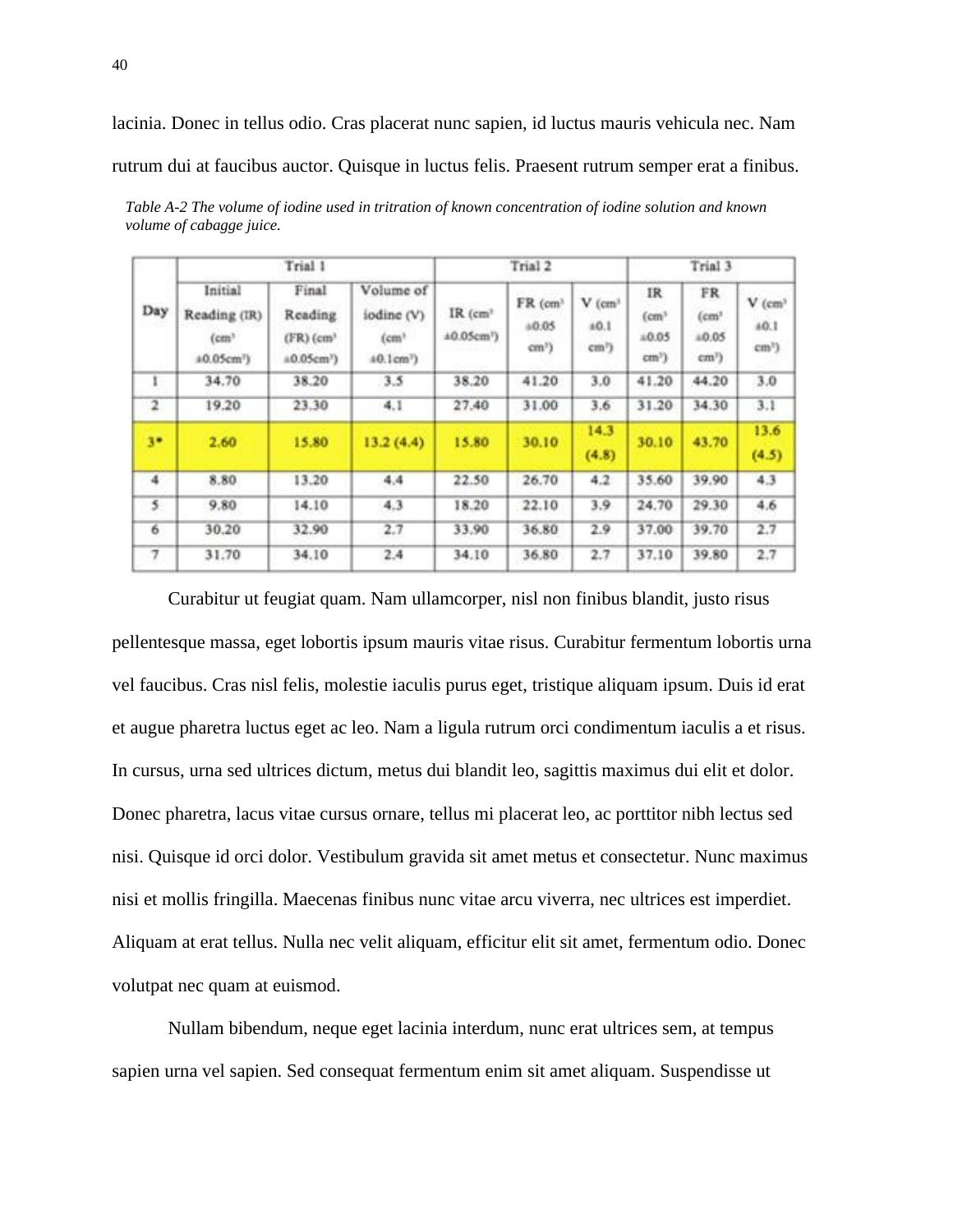lacinia. Donec in tellus odio. Cras placerat nunc sapien, id luctus mauris vehicula nec. Nam rutrum dui at faucibus auctor. Quisque in luctus felis. Praesent rutrum semper erat a finibus.

*Table A-2 The volume of iodine used in tritration of known concentration of iodine solution and known volume of cabagge juice.*

| Day | Trial 1 | | | Trial 2 | | | Trial 3 | | |
|---|---|---|---|---|---|---|---|---|---|
| | Initial Reading (IR) ($cm^3$ ±0.05$cm^3$) | Final Reading (FR) ($cm^3$ ±0.05$cm^3$) | Volume of iodine (V) ($cm^3$ ±0.1$cm^3$) | IR ($cm^3$ ±0.05$cm^3$) | FR ($cm^3$ ±0.05 $cm^3$) | V ($cm^3$ ±0.1 $cm^3$) | IR ($cm^3$ ±0.05 $cm^3$) | FR ($cm^3$ ±0.05 $cm^3$) | V ($cm^3$ ±0.1 $cm^3$) |
| 1 | 34.70 | 38.20 | 3.5 | 38.20 | 41.20 | 3.0 | 41.20 | 44.20 | 3.0 |
| 2 | 19.20 | 23.30 | 4.1 | 27.40 | 31.00 | 3.6 | 31.20 | 34.30 | 3.1 |
| 3* | 2.60 | 15.80 | 13.2 (4.4) | 15.80 | 30.10 | 14.3 (4.8) | 30.10 | 43.70 | 13.6 (4.5) |
| 4 | 8.80 | 13.20 | 4.4 | 22.50 | 26.70 | 4.2 | 35.60 | 39.90 | 4.3 |
| 5 | 9.80 | 14.10 | 4.3 | 18.20 | 22.10 | 3.9 | 24.70 | 29.30 | 4.6 |
| 6 | 30.20 | 32.90 | 2.7 | 33.90 | 36.80 | 2.9 | 37.00 | 39.70 | 2.7 |
| 7 | 31.70 | 34.10 | 2.4 | 34.10 | 36.80 | 2.7 | 37.10 | 39.80 | 2.7 |

Curabitur ut feugiat quam. Nam ullamcorper, nisl non finibus blandit, justo risus pellentesque massa, eget lobortis ipsum mauris vitae risus. Curabitur fermentum lobortis urna vel faucibus. Cras nisl felis, molestie iaculis purus eget, tristique aliquam ipsum. Duis id erat et augue pharetra luctus eget ac leo. Nam a ligula rutrum orci condimentum iaculis a et risus. In cursus, urna sed ultrices dictum, metus dui blandit leo, sagittis maximus dui elit et dolor. Donec pharetra, lacus vitae cursus ornare, tellus mi placerat leo, ac porttitor nibh lectus sed nisi. Quisque id orci dolor. Vestibulum gravida sit amet metus et consectetur. Nunc maximus nisi et mollis fringilla. Maecenas finibus nunc vitae arcu viverra, nec ultrices est imperdiet. Aliquam at erat tellus. Nulla nec velit aliquam, efficitur elit sit amet, fermentum odio. Donec volutpat nec quam at euismod.

Nullam bibendum, neque eget lacinia interdum, nunc erat ultrices sem, at tempus sapien urna vel sapien. Sed consequat fermentum enim sit amet aliquam. Suspendisse ut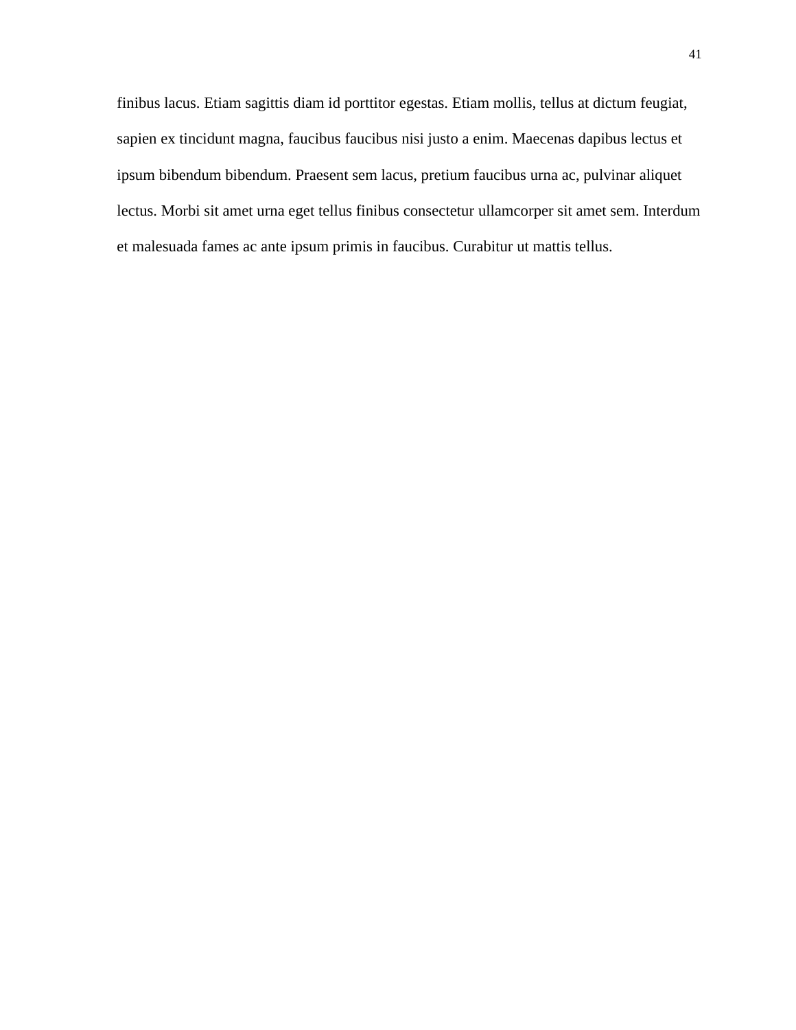finibus lacus. Etiam sagittis diam id porttitor egestas. Etiam mollis, tellus at dictum feugiat, sapien ex tincidunt magna, faucibus faucibus nisi justo a enim. Maecenas dapibus lectus et ipsum bibendum bibendum. Praesent sem lacus, pretium faucibus urna ac, pulvinar aliquet lectus. Morbi sit amet urna eget tellus finibus consectetur ullamcorper sit amet sem. Interdum et malesuada fames ac ante ipsum primis in faucibus. Curabitur ut mattis tellus.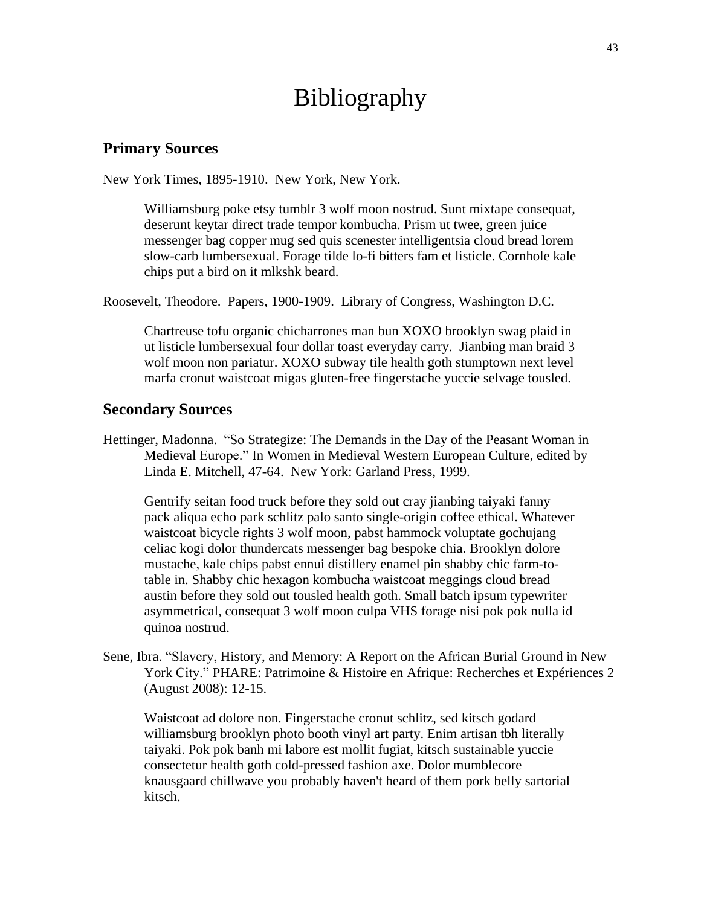# Bibliography

## Primary Sources

New York Times, 1895-1910. New York, New York.

> Williamsburg poke etsy tumblr 3 wolf moon nostrud. Sunt mixtape consequat, deserunt keytar direct trade tempor kombucha. Prism ut twee, green juice messenger bag copper mug sed quis scenester intelligentsia cloud bread lorem slow-carb lumbersexual. Forage tilde lo-fi bitters fam et listicle. Cornhole kale chips put a bird on it mlkshk beard.

Roosevelt, Theodore. Papers, 1900-1909. Library of Congress, Washington D.C.

> Chartreuse tofu organic chicharrones man bun XOXO brooklyn swag plaid in ut listicle lumbersexual four dollar toast everyday carry. Jianbing man braid 3 wolf moon non pariatur. XOXO subway tile health goth stumptown next level marfa cronut waistcoat migas gluten-free fingerstache yuccie selvage tousled.

## Secondary Sources

Hettinger, Madonna. "So Strategize: The Demands in the Day of the Peasant Woman in Medieval Europe." In Women in Medieval Western European Culture, edited by Linda E. Mitchell, 47-64. New York: Garland Press, 1999.

> Gentrify seitan food truck before they sold out cray jianbing taiyaki fanny pack aliqua echo park schlitz palo santo single-origin coffee ethical. Whatever waistcoat bicycle rights 3 wolf moon, pabst hammock voluptate gochujang celiac kogi dolor thundercats messenger bag bespoke chia. Brooklyn dolore mustache, kale chips pabst ennui distillery enamel pin shabby chic farm-to-table in. Shabby chic hexagon kombucha waistcoat meggings cloud bread austin before they sold out tousled health goth. Small batch ipsum typewriter asymmetrical, consequat 3 wolf moon culpa VHS forage nisi pok pok nulla id quinoa nostrud.

Sene, Ibra. "Slavery, History, and Memory: A Report on the African Burial Ground in New York City." PHARE: Patrimoine & Histoire en Afrique: Recherches et Expériences 2 (August 2008): 12-15.

> Waistcoat ad dolore non. Fingerstache cronut schlitz, sed kitsch godard williamsburg brooklyn photo booth vinyl art party. Enim artisan tbh literally taiyaki. Pok pok banh mi labore est mollit fugiat, kitsch sustainable yuccie consectetur health goth cold-pressed fashion axe. Dolor mumblecore knausgaard chillwave you probably haven't heard of them pork belly sartorial kitsch.